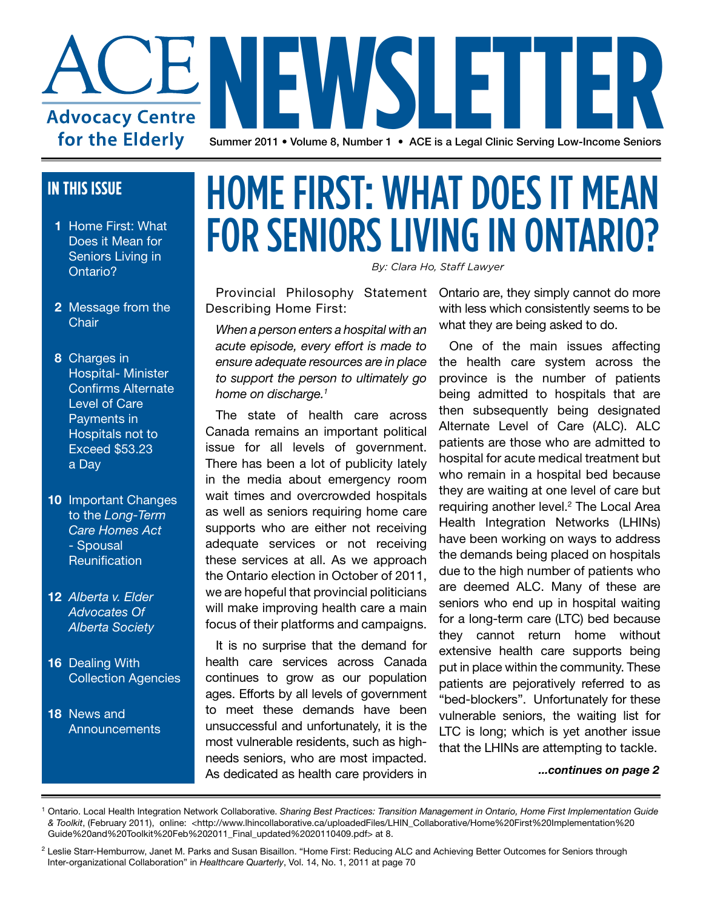# ACE NEWSLETTER

**Advocacy Centre for the Elderly**

Summer 2011 • Volume 8, Number 1 • ACE is a Legal Clinic Serving Low-Income Seniors

## IN THIS ISSUE

- **1** Home First: What Does it Mean for Seniors Living in Ontario?
- **2** Message from the Chair
- **8** Charges in Hospital- Minister Confirms Alternate Level of Care Payments in Hospitals not to Exceed $53.23 a Day
- **10** Important Changes to the *Long-Term Care Homes Act* - Spousal Reunification
- **12** *Alberta v. Elder Advocates Of Alberta Society*
- **16** Dealing With Collection Agencies
- **18** News and Announcements

# HOME FIRST: WHAT DOES IT MEAN FOR SENIORS LIVING IN ONTARIO?

*By: Clara Ho, Staff Lawyer*

Provincial Philosophy Statement Describing Home First:

*When a person enters a hospital with an acute episode, every effort is made to ensure adequate resources are in place to support the person to ultimately go home on discharge.*[1]

The state of health care across Canada remains an important political issue for all levels of government. There has been a lot of publicity lately in the media about emergency room wait times and overcrowded hospitals as well as seniors requiring home care supports who are either not receiving adequate services or not receiving these services at all. As we approach the Ontario election in October of 2011, we are hopeful that provincial politicians will make improving health care a main focus of their platforms and campaigns.

It is no surprise that the demand for health care services across Canada continues to grow as our population ages. Efforts by all levels of government to meet these demands have been unsuccessful and unfortunately, it is the most vulnerable residents, such as high-needs seniors, who are most impacted. As dedicated as health care providers in Ontario are, they simply cannot do more with less which consistently seems to be what they are being asked to do.

One of the main issues affecting the health care system across the province is the number of patients being admitted to hospitals that are then subsequently being designated Alternate Level of Care (ALC). ALC patients are those who are admitted to hospital for acute medical treatment but who remain in a hospital bed because they are waiting at one level of care but requiring another level.[2] The Local Area Health Integration Networks (LHINs) have been working on ways to address the demands being placed on hospitals due to the high number of patients who are deemed ALC. Many of these are seniors who end up in hospital waiting for a long-term care (LTC) bed because they cannot return home without extensive health care supports being put in place within the community. These patients are pejoratively referred to as "bed-blockers". Unfortunately for these vulnerable seniors, the waiting list for LTC is long; which is yet another issue that the LHINs are attempting to tackle.

***...continues on page 2***

---

[1] Ontario. Local Health Integration Network Collaborative. *Sharing Best Practices: Transition Management in Ontario, Home First Implementation Guide & Toolkit*, (February 2011), online: <http://www.lhincollaborative.ca/uploadedFiles/LHIN_Collaborative/Home%20First%20Implementation%20Guide%20and%20Toolkit%20Feb%202011_Final_updated%2020110409.pdf> at 8.

[2] Leslie Starr-Hemburrow, Janet M. Parks and Susan Bisaillon. "Home First: Reducing ALC and Achieving Better Outcomes for Seniors through Inter-organizational Collaboration" in *Healthcare Quarterly*, Vol. 14, No. 1, 2011 at page 70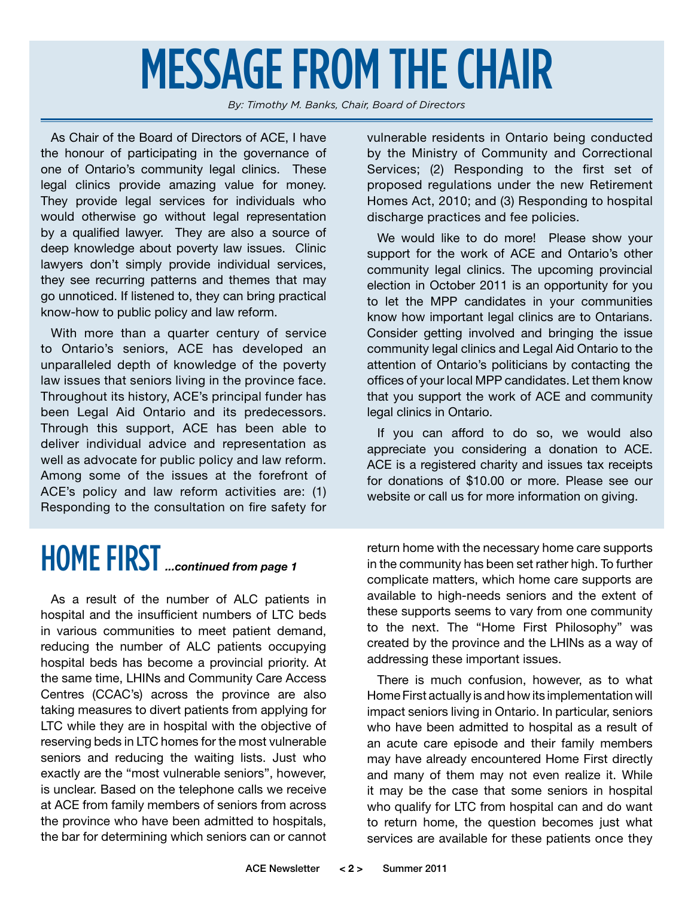# MESSAGE FROM THE CHAIR

*By: Timothy M. Banks, Chair, Board of Directors*

As Chair of the Board of Directors of ACE, I have the honour of participating in the governance of one of Ontario's community legal clinics. These legal clinics provide amazing value for money. They provide legal services for individuals who would otherwise go without legal representation by a qualified lawyer. They are also a source of deep knowledge about poverty law issues. Clinic lawyers don't simply provide individual services, they see recurring patterns and themes that may go unnoticed. If listened to, they can bring practical know-how to public policy and law reform.

With more than a quarter century of service to Ontario's seniors, ACE has developed an unparalleled depth of knowledge of the poverty law issues that seniors living in the province face. Throughout its history, ACE's principal funder has been Legal Aid Ontario and its predecessors. Through this support, ACE has been able to deliver individual advice and representation as well as advocate for public policy and law reform. Among some of the issues at the forefront of ACE's policy and law reform activities are: (1) Responding to the consultation on fire safety for vulnerable residents in Ontario being conducted by the Ministry of Community and Correctional Services; (2) Responding to the first set of proposed regulations under the new Retirement Homes Act, 2010; and (3) Responding to hospital discharge practices and fee policies.

We would like to do more! Please show your support for the work of ACE and Ontario's other community legal clinics. The upcoming provincial election in October 2011 is an opportunity for you to let the MPP candidates in your communities know how important legal clinics are to Ontarians. Consider getting involved and bringing the issue community legal clinics and Legal Aid Ontario to the attention of Ontario's politicians by contacting the offices of your local MPP candidates. Let them know that you support the work of ACE and community legal clinics in Ontario.

If you can afford to do so, we would also appreciate you considering a donation to ACE. ACE is a registered charity and issues tax receipts for donations of $10.00 or more. Please see our website or call us for more information on giving.

# HOME FIRST *...continued from page 1*

As a result of the number of ALC patients in hospital and the insufficient numbers of LTC beds in various communities to meet patient demand, reducing the number of ALC patients occupying hospital beds has become a provincial priority. At the same time, LHINs and Community Care Access Centres (CCAC's) across the province are also taking measures to divert patients from applying for LTC while they are in hospital with the objective of reserving beds in LTC homes for the most vulnerable seniors and reducing the waiting lists. Just who exactly are the "most vulnerable seniors", however, is unclear. Based on the telephone calls we receive at ACE from family members of seniors from across the province who have been admitted to hospitals, the bar for determining which seniors can or cannot return home with the necessary home care supports in the community has been set rather high. To further complicate matters, which home care supports are available to high-needs seniors and the extent of these supports seems to vary from one community to the next. The "Home First Philosophy" was created by the province and the LHINs as a way of addressing these important issues.

There is much confusion, however, as to what Home First actually is and how its implementation will impact seniors living in Ontario. In particular, seniors who have been admitted to hospital as a result of an acute care episode and their family members may have already encountered Home First directly and many of them may not even realize it. While it may be the case that some seniors in hospital who qualify for LTC from hospital can and do want to return home, the question becomes just what services are available for these patients once they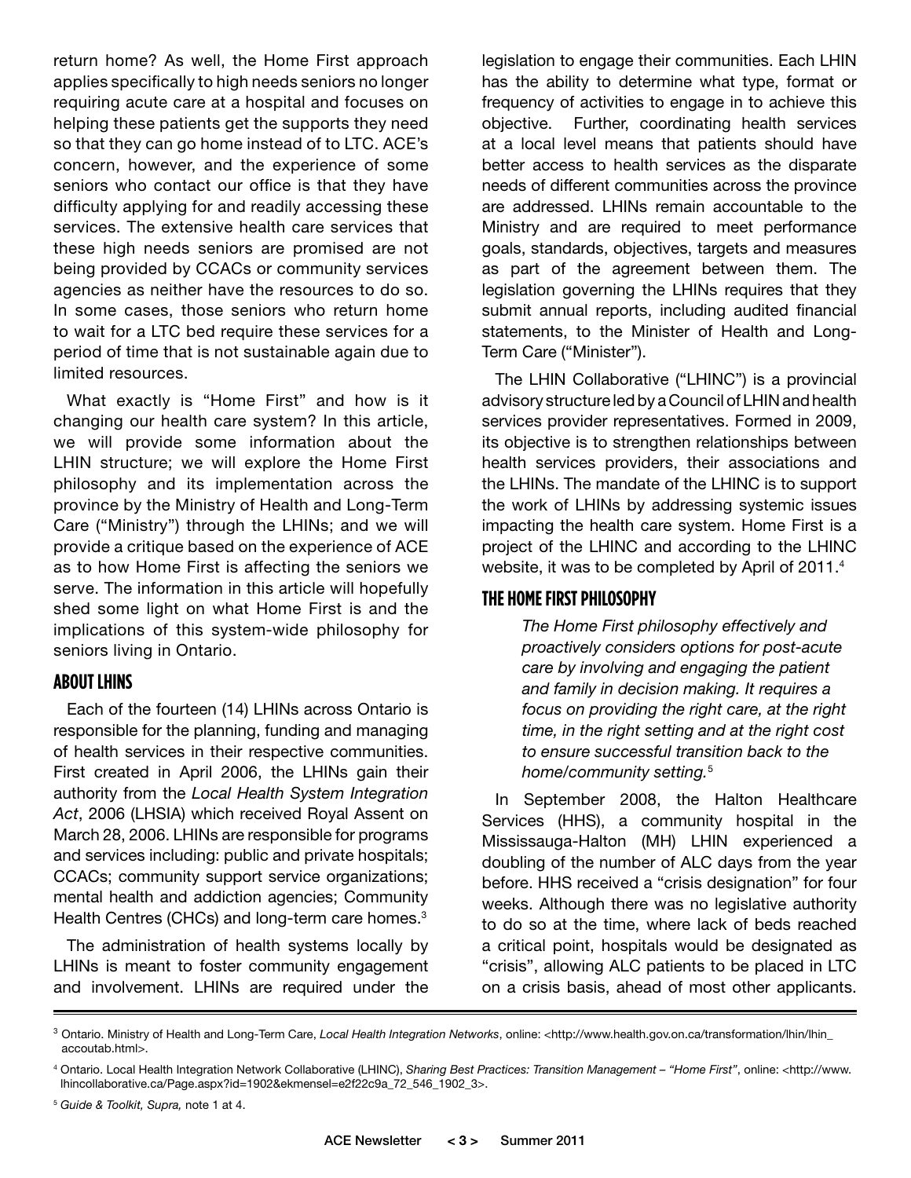return home? As well, the Home First approach applies specifically to high needs seniors no longer requiring acute care at a hospital and focuses on helping these patients get the supports they need so that they can go home instead of to LTC. ACE's concern, however, and the experience of some seniors who contact our office is that they have difficulty applying for and readily accessing these services. The extensive health care services that these high needs seniors are promised are not being provided by CCACs or community services agencies as neither have the resources to do so. In some cases, those seniors who return home to wait for a LTC bed require these services for a period of time that is not sustainable again due to limited resources.

What exactly is "Home First" and how is it changing our health care system? In this article, we will provide some information about the LHIN structure; we will explore the Home First philosophy and its implementation across the province by the Ministry of Health and Long-Term Care ("Ministry") through the LHINs; and we will provide a critique based on the experience of ACE as to how Home First is affecting the seniors we serve. The information in this article will hopefully shed some light on what Home First is and the implications of this system-wide philosophy for seniors living in Ontario.

## About LHINs

Each of the fourteen (14) LHINs across Ontario is responsible for the planning, funding and managing of health services in their respective communities. First created in April 2006, the LHINs gain their authority from the *Local Health System Integration Act*, 2006 (LHSIA) which received Royal Assent on March 28, 2006. LHINs are responsible for programs and services including: public and private hospitals; CCACs; community support service organizations; mental health and addiction agencies; Community Health Centres (CHCs) and long-term care homes.[3]

The administration of health systems locally by LHINs is meant to foster community engagement and involvement. LHINs are required under the legislation to engage their communities. Each LHIN has the ability to determine what type, format or frequency of activities to engage in to achieve this objective. Further, coordinating health services at a local level means that patients should have better access to health services as the disparate needs of different communities across the province are addressed. LHINs remain accountable to the Ministry and are required to meet performance goals, standards, objectives, targets and measures as part of the agreement between them. The legislation governing the LHINs requires that they submit annual reports, including audited financial statements, to the Minister of Health and Long-Term Care ("Minister").

The LHIN Collaborative ("LHINC") is a provincial advisory structure led by a Council of LHIN and health services provider representatives. Formed in 2009, its objective is to strengthen relationships between health services providers, their associations and the LHINs. The mandate of the LHINC is to support the work of LHINs by addressing systemic issues impacting the health care system. Home First is a project of the LHINC and according to the LHINC website, it was to be completed by April of 2011.[4]

## The Home First Philosophy

> *The Home First philosophy effectively and proactively considers options for post-acute care by involving and engaging the patient and family in decision making. It requires a focus on providing the right care, at the right time, in the right setting and at the right cost to ensure successful transition back to the home/community setting.*[5]

In September 2008, the Halton Healthcare Services (HHS), a community hospital in the Mississauga-Halton (MH) LHIN experienced a doubling of the number of ALC days from the year before. HHS received a "crisis designation" for four weeks. Although there was no legislative authority to do so at the time, where lack of beds reached a critical point, hospitals would be designated as "crisis", allowing ALC patients to be placed in LTC on a crisis basis, ahead of most other applicants.

---

[3] Ontario. Ministry of Health and Long-Term Care, *Local Health Integration Networks*, online: <http://www.health.gov.on.ca/transformation/lhin/lhin_accoutab.html>.

[4] Ontario. Local Health Integration Network Collaborative (LHINC), *Sharing Best Practices: Transition Management – "Home First"*, online: <http://www.lhincollaborative.ca/Page.aspx?id=1902&ekmensel=e2f22c9a_72_546_1902_3>.

[5] *Guide & Toolkit, Supra,* note 1 at 4.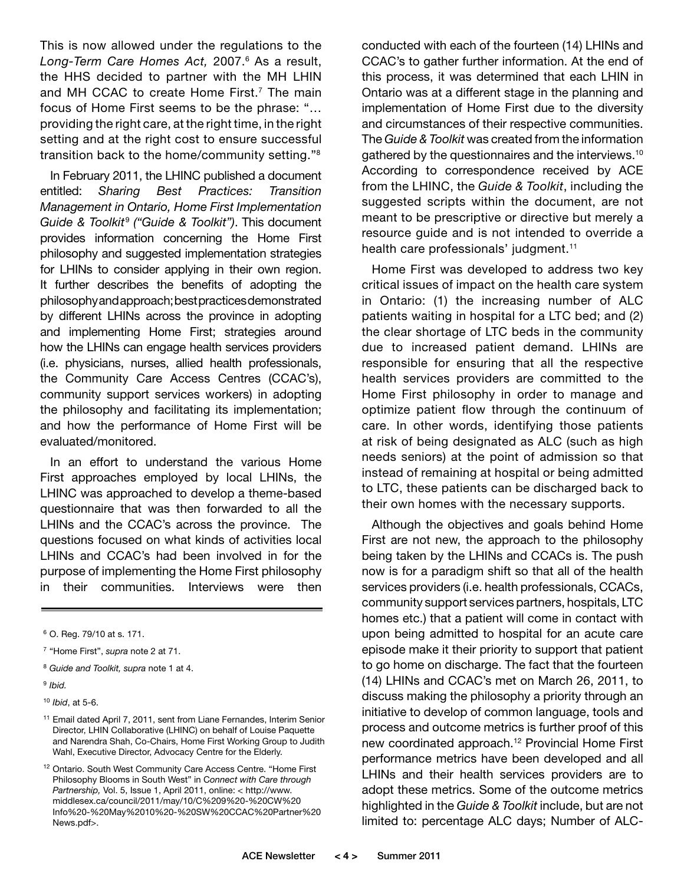This is now allowed under the regulations to the *Long-Term Care Homes Act,* 2007.[6] As a result, the HHS decided to partner with the MH LHIN and MH CCAC to create Home First.[7] The main focus of Home First seems to be the phrase: "… providing the right care, at the right time, in the right setting and at the right cost to ensure successful transition back to the home/community setting."[8]

In February 2011, the LHINC published a document entitled: *Sharing Best Practices: Transition Management in Ontario, Home First Implementation Guide & Toolkit*[9] *("Guide & Toolkit")*. This document provides information concerning the Home First philosophy and suggested implementation strategies for LHINs to consider applying in their own region. It further describes the benefits of adopting the philosophy and approach; best practices demonstrated by different LHINs across the province in adopting and implementing Home First; strategies around how the LHINs can engage health services providers (i.e. physicians, nurses, allied health professionals, the Community Care Access Centres (CCAC's), community support services workers) in adopting the philosophy and facilitating its implementation; and how the performance of Home First will be evaluated/monitored.

In an effort to understand the various Home First approaches employed by local LHINs, the LHINC was approached to develop a theme-based questionnaire that was then forwarded to all the LHINs and the CCAC's across the province. The questions focused on what kinds of activities local LHINs and CCAC's had been involved in for the purpose of implementing the Home First philosophy in their communities. Interviews were then conducted with each of the fourteen (14) LHINs and CCAC's to gather further information. At the end of this process, it was determined that each LHIN in Ontario was at a different stage in the planning and implementation of Home First due to the diversity and circumstances of their respective communities. The *Guide & Toolkit* was created from the information gathered by the questionnaires and the interviews.[10] According to correspondence received by ACE from the LHINC, the *Guide & Toolkit*, including the suggested scripts within the document, are not meant to be prescriptive or directive but merely a resource guide and is not intended to override a health care professionals' judgment.[11]

Home First was developed to address two key critical issues of impact on the health care system in Ontario: (1) the increasing number of ALC patients waiting in hospital for a LTC bed; and (2) the clear shortage of LTC beds in the community due to increased patient demand. LHINs are responsible for ensuring that all the respective health services providers are committed to the Home First philosophy in order to manage and optimize patient flow through the continuum of care. In other words, identifying those patients at risk of being designated as ALC (such as high needs seniors) at the point of admission so that instead of remaining at hospital or being admitted to LTC, these patients can be discharged back to their own homes with the necessary supports.

Although the objectives and goals behind Home First are not new, the approach to the philosophy being taken by the LHINs and CCACs is. The push now is for a paradigm shift so that all of the health services providers (i.e. health professionals, CCACs, community support services partners, hospitals, LTC homes etc.) that a patient will come in contact with upon being admitted to hospital for an acute care episode make it their priority to support that patient to go home on discharge. The fact that the fourteen (14) LHINs and CCAC's met on March 26, 2011, to discuss making the philosophy a priority through an initiative to develop of common language, tools and process and outcome metrics is further proof of this new coordinated approach.[12] Provincial Home First performance metrics have been developed and all LHINs and their health services providers are to adopt these metrics. Some of the outcome metrics highlighted in the *Guide & Toolkit* include, but are not limited to: percentage ALC days; Number of ALC-

---

[6] O. Reg. 79/10 at s. 171.

[7] "Home First", *supra* note 2 at 71.

[8] *Guide and Toolkit, supra* note 1 at 4.

[9] *Ibid.*

[10] *Ibid*, at 5-6.

[11] Email dated April 7, 2011, sent from Liane Fernandes, Interim Senior Director, LHIN Collaborative (LHINC) on behalf of Louise Paquette and Narendra Shah, Co-Chairs, Home First Working Group to Judith Wahl, Executive Director, Advocacy Centre for the Elderly.

[12] Ontario. South West Community Care Access Centre. "Home First Philosophy Blooms in South West" in *Connect with Care through Partnership,* Vol. 5, Issue 1, April 2011, online: < http://www.middlesex.ca/council/2011/may/10/C%209%20-%20CW%20Info%20-%20May%2010%20-%20SW%20CCAC%20Partner%20News.pdf>.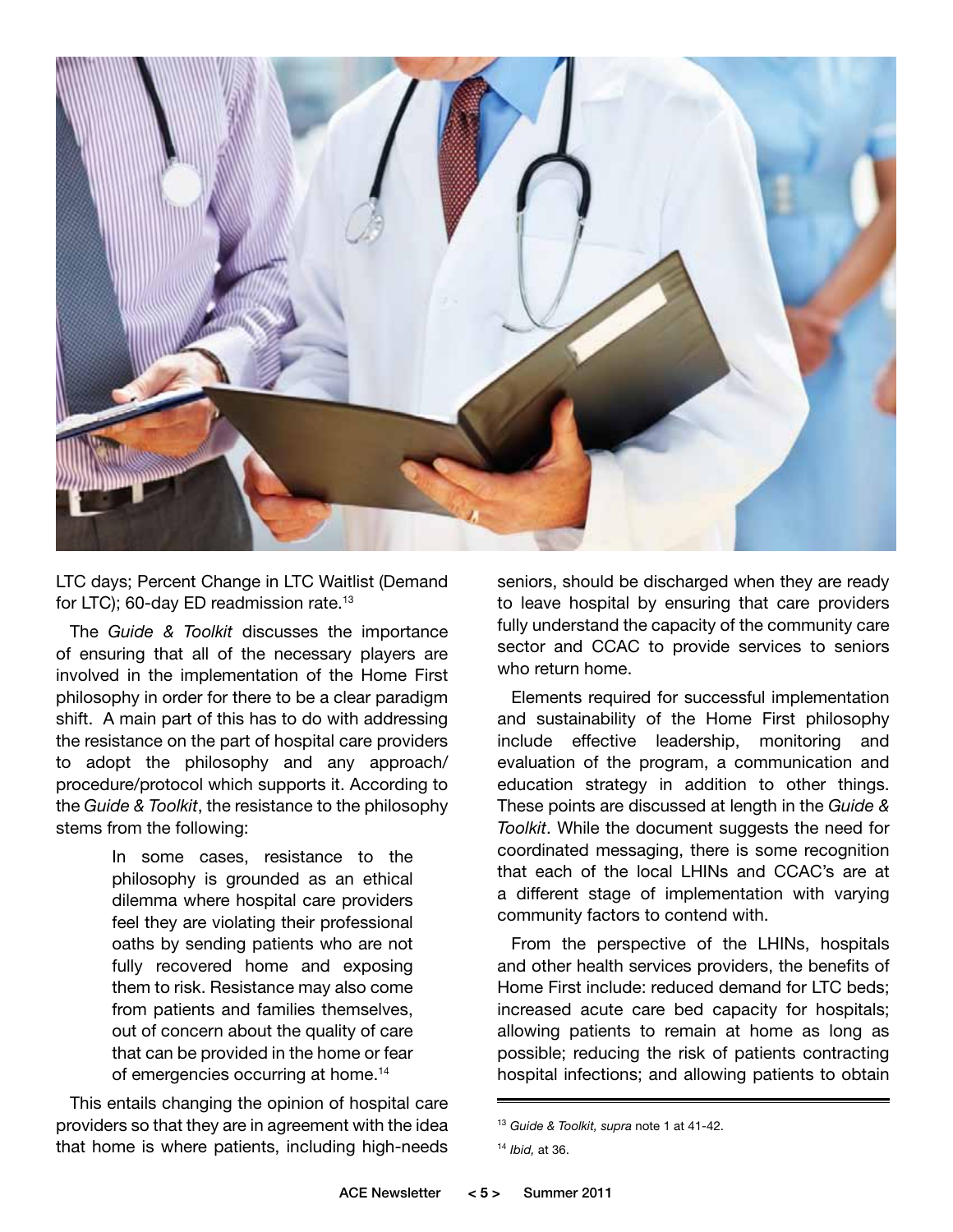LTC days; Percent Change in LTC Waitlist (Demand for LTC); 60-day ED readmission rate.[13]

The *Guide & Toolkit* discusses the importance of ensuring that all of the necessary players are involved in the implementation of the Home First philosophy in order for there to be a clear paradigm shift. A main part of this has to do with addressing the resistance on the part of hospital care providers to adopt the philosophy and any approach/procedure/protocol which supports it. According to the *Guide & Toolkit*, the resistance to the philosophy stems from the following:

> In some cases, resistance to the philosophy is grounded as an ethical dilemma where hospital care providers feel they are violating their professional oaths by sending patients who are not fully recovered home and exposing them to risk. Resistance may also come from patients and families themselves, out of concern about the quality of care that can be provided in the home or fear of emergencies occurring at home.[14]

This entails changing the opinion of hospital care providers so that they are in agreement with the idea that home is where patients, including high-needs seniors, should be discharged when they are ready to leave hospital by ensuring that care providers fully understand the capacity of the community care sector and CCAC to provide services to seniors who return home.

Elements required for successful implementation and sustainability of the Home First philosophy include effective leadership, monitoring and evaluation of the program, a communication and education strategy in addition to other things. These points are discussed at length in the *Guide & Toolkit*. While the document suggests the need for coordinated messaging, there is some recognition that each of the local LHINs and CCAC's are at a different stage of implementation with varying community factors to contend with.

From the perspective of the LHINs, hospitals and other health services providers, the benefits of Home First include: reduced demand for LTC beds; increased acute care bed capacity for hospitals; allowing patients to remain at home as long as possible; reducing the risk of patients contracting hospital infections; and allowing patients to obtain

---

[13] *Guide & Toolkit, supra* note 1 at 41-42.

[14] *Ibid,* at 36.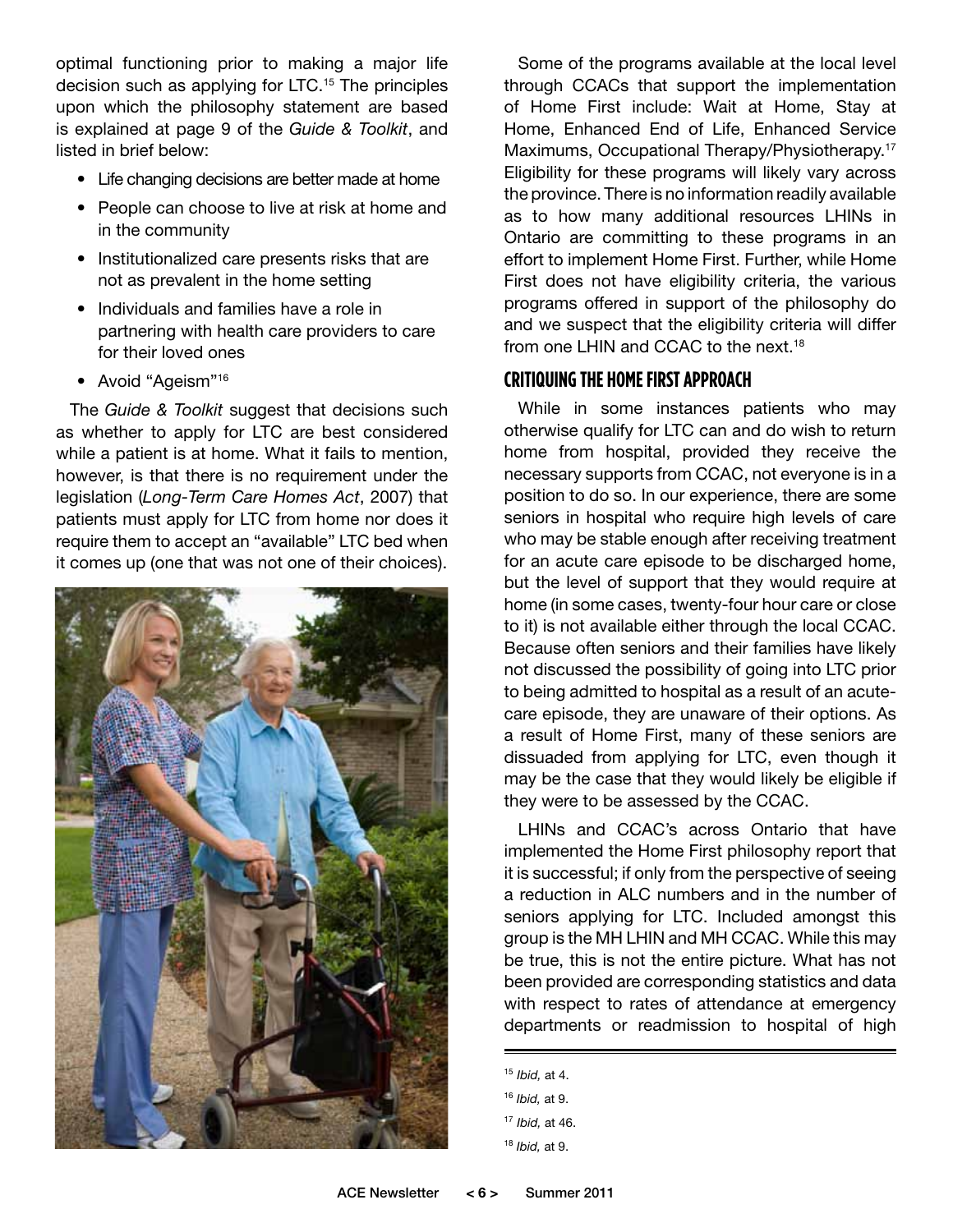optimal functioning prior to making a major life decision such as applying for LTC.[15] The principles upon which the philosophy statement are based is explained at page 9 of the *Guide & Toolkit*, and listed in brief below:

- Life changing decisions are better made at home
- People can choose to live at risk at home and in the community
- Institutionalized care presents risks that are not as prevalent in the home setting
- Individuals and families have a role in partnering with health care providers to care for their loved ones
- Avoid "Ageism"[16]

The *Guide & Toolkit* suggest that decisions such as whether to apply for LTC are best considered while a patient is at home. What it fails to mention, however, is that there is no requirement under the legislation (*Long-Term Care Homes Act*, 2007) that patients must apply for LTC from home nor does it require them to accept an "available" LTC bed when it comes up (one that was not one of their choices).

Some of the programs available at the local level through CCACs that support the implementation of Home First include: Wait at Home, Stay at Home, Enhanced End of Life, Enhanced Service Maximums, Occupational Therapy/Physiotherapy.[17] Eligibility for these programs will likely vary across the province. There is no information readily available as to how many additional resources LHINs in Ontario are committing to these programs in an effort to implement Home First. Further, while Home First does not have eligibility criteria, the various programs offered in support of the philosophy do and we suspect that the eligibility criteria will differ from one LHIN and CCAC to the next.[18]

## CRITIQUING THE HOME FIRST APPROACH

While in some instances patients who may otherwise qualify for LTC can and do wish to return home from hospital, provided they receive the necessary supports from CCAC, not everyone is in a position to do so. In our experience, there are some seniors in hospital who require high levels of care who may be stable enough after receiving treatment for an acute care episode to be discharged home, but the level of support that they would require at home (in some cases, twenty-four hour care or close to it) is not available either through the local CCAC. Because often seniors and their families have likely not discussed the possibility of going into LTC prior to being admitted to hospital as a result of an acute-care episode, they are unaware of their options. As a result of Home First, many of these seniors are dissuaded from applying for LTC, even though it may be the case that they would likely be eligible if they were to be assessed by the CCAC.

LHINs and CCAC's across Ontario that have implemented the Home First philosophy report that it is successful; if only from the perspective of seeing a reduction in ALC numbers and in the number of seniors applying for LTC. Included amongst this group is the MH LHIN and MH CCAC. While this may be true, this is not the entire picture. What has not been provided are corresponding statistics and data with respect to rates of attendance at emergency departments or readmission to hospital of high

---

[15] *Ibid,* at 4.

[16] *Ibid,* at 9.

[17] *Ibid,* at 46.

[18] *Ibid,* at 9.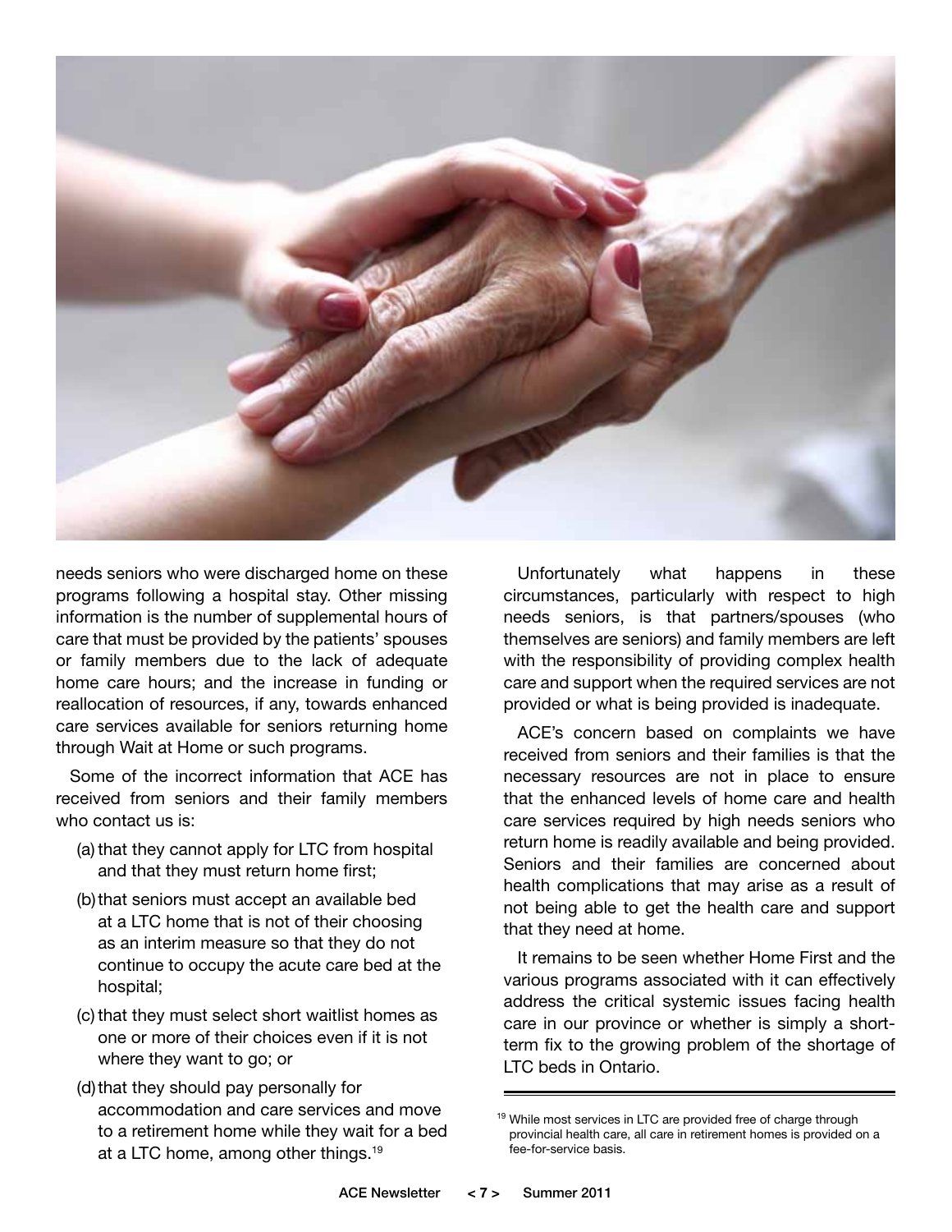needs seniors who were discharged home on these programs following a hospital stay. Other missing information is the number of supplemental hours of care that must be provided by the patients' spouses or family members due to the lack of adequate home care hours; and the increase in funding or reallocation of resources, if any, towards enhanced care services available for seniors returning home through Wait at Home or such programs.

Some of the incorrect information that ACE has received from seniors and their family members who contact us is:

(a) that they cannot apply for LTC from hospital and that they must return home first;

(b) that seniors must accept an available bed at a LTC home that is not of their choosing as an interim measure so that they do not continue to occupy the acute care bed at the hospital;

(c) that they must select short waitlist homes as one or more of their choices even if it is not where they want to go; or

(d) that they should pay personally for accommodation and care services and move to a retirement home while they wait for a bed at a LTC home, among other things.[19]

Unfortunately what happens in these circumstances, particularly with respect to high needs seniors, is that partners/spouses (who themselves are seniors) and family members are left with the responsibility of providing complex health care and support when the required services are not provided or what is being provided is inadequate.

ACE's concern based on complaints we have received from seniors and their families is that the necessary resources are not in place to ensure that the enhanced levels of home care and health care services required by high needs seniors who return home is readily available and being provided. Seniors and their families are concerned about health complications that may arise as a result of not being able to get the health care and support that they need at home.

It remains to be seen whether Home First and the various programs associated with it can effectively address the critical systemic issues facing health care in our province or whether is simply a short-term fix to the growing problem of the shortage of LTC beds in Ontario.

---

[19] While most services in LTC are provided free of charge through provincial health care, all care in retirement homes is provided on a fee-for-service basis.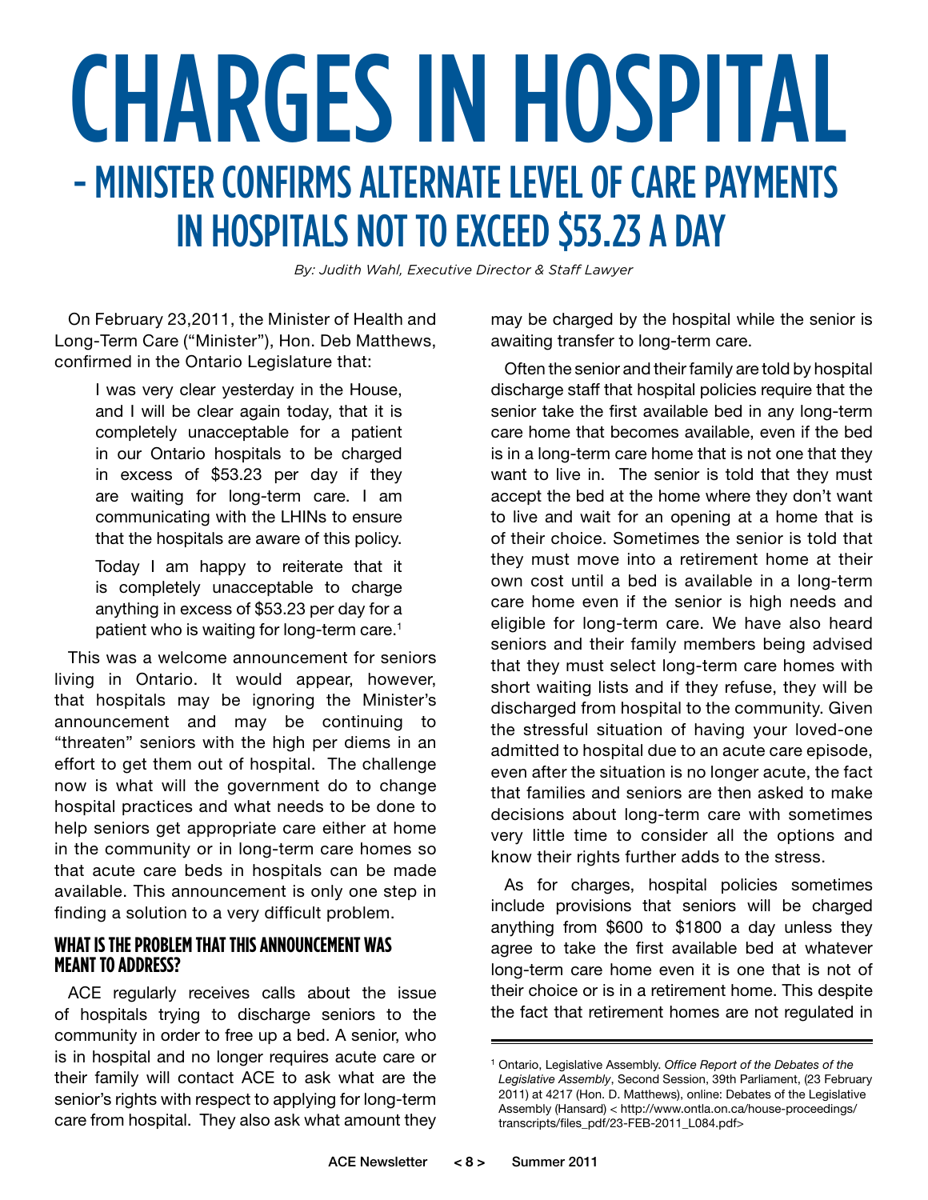# CHARGES IN HOSPITAL

## - MINISTER CONFIRMS ALTERNATE LEVEL OF CARE PAYMENTS IN HOSPITALS NOT TO EXCEED $53.23 A DAY

*By: Judith Wahl, Executive Director & Staff Lawyer*

On February 23,2011, the Minister of Health and Long-Term Care ("Minister"), Hon. Deb Matthews, confirmed in the Ontario Legislature that:

> I was very clear yesterday in the House, and I will be clear again today, that it is completely unacceptable for a patient in our Ontario hospitals to be charged in excess of $53.23 per day if they are waiting for long-term care. I am communicating with the LHINs to ensure that the hospitals are aware of this policy.
>
> Today I am happy to reiterate that it is completely unacceptable to charge anything in excess of $53.23 per day for a patient who is waiting for long-term care.[1]

This was a welcome announcement for seniors living in Ontario. It would appear, however, that hospitals may be ignoring the Minister's announcement and may be continuing to "threaten" seniors with the high per diems in an effort to get them out of hospital. The challenge now is what will the government do to change hospital practices and what needs to be done to help seniors get appropriate care either at home in the community or in long-term care homes so that acute care beds in hospitals can be made available. This announcement is only one step in finding a solution to a very difficult problem.

### WHAT IS THE PROBLEM THAT THIS ANNOUNCEMENT WAS MEANT TO ADDRESS?

ACE regularly receives calls about the issue of hospitals trying to discharge seniors to the community in order to free up a bed. A senior, who is in hospital and no longer requires acute care or their family will contact ACE to ask what are the senior's rights with respect to applying for long-term care from hospital. They also ask what amount they may be charged by the hospital while the senior is awaiting transfer to long-term care.

Often the senior and their family are told by hospital discharge staff that hospital policies require that the senior take the first available bed in any long-term care home that becomes available, even if the bed is in a long-term care home that is not one that they want to live in. The senior is told that they must accept the bed at the home where they don't want to live and wait for an opening at a home that is of their choice. Sometimes the senior is told that they must move into a retirement home at their own cost until a bed is available in a long-term care home even if the senior is high needs and eligible for long-term care. We have also heard seniors and their family members being advised that they must select long-term care homes with short waiting lists and if they refuse, they will be discharged from hospital to the community. Given the stressful situation of having your loved-one admitted to hospital due to an acute care episode, even after the situation is no longer acute, the fact that families and seniors are then asked to make decisions about long-term care with sometimes very little time to consider all the options and know their rights further adds to the stress.

As for charges, hospital policies sometimes include provisions that seniors will be charged anything from $600 to $1800 a day unless they agree to take the first available bed at whatever long-term care home even it is one that is not of their choice or is in a retirement home. This despite the fact that retirement homes are not regulated in

---

[1] Ontario, Legislative Assembly. *Office Report of the Debates of the Legislative Assembly*, Second Session, 39th Parliament, (23 February 2011) at 4217 (Hon. D. Matthews), online: Debates of the Legislative Assembly (Hansard) < http://www.ontla.on.ca/house-proceedings/transcripts/files_pdf/23-FEB-2011_L084.pdf>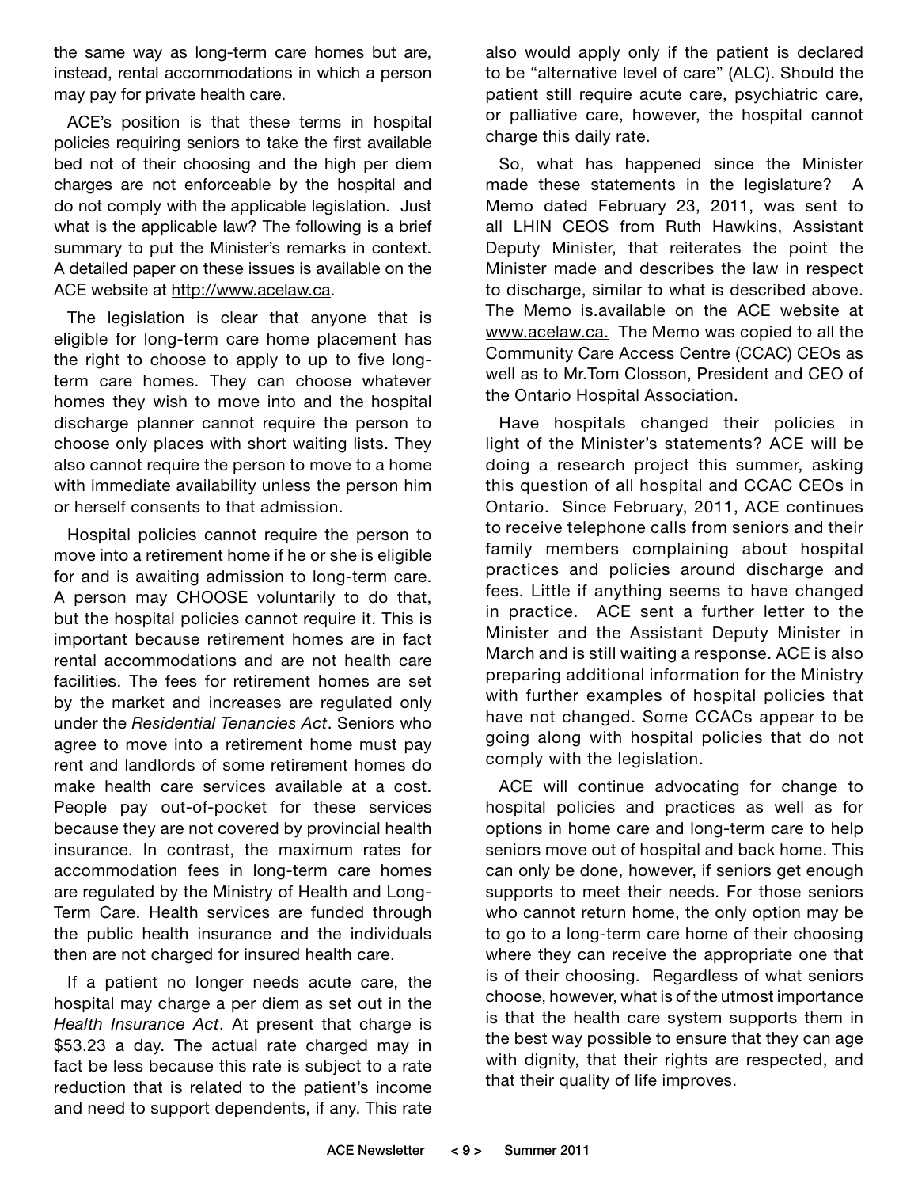the same way as long-term care homes but are, instead, rental accommodations in which a person may pay for private health care.

ACE's position is that these terms in hospital policies requiring seniors to take the first available bed not of their choosing and the high per diem charges are not enforceable by the hospital and do not comply with the applicable legislation. Just what is the applicable law? The following is a brief summary to put the Minister's remarks in context. A detailed paper on these issues is available on the ACE website at http://www.acelaw.ca.

The legislation is clear that anyone that is eligible for long-term care home placement has the right to choose to apply to up to five long-term care homes. They can choose whatever homes they wish to move into and the hospital discharge planner cannot require the person to choose only places with short waiting lists. They also cannot require the person to move to a home with immediate availability unless the person him or herself consents to that admission.

Hospital policies cannot require the person to move into a retirement home if he or she is eligible for and is awaiting admission to long-term care. A person may CHOOSE voluntarily to do that, but the hospital policies cannot require it. This is important because retirement homes are in fact rental accommodations and are not health care facilities. The fees for retirement homes are set by the market and increases are regulated only under the *Residential Tenancies Act*. Seniors who agree to move into a retirement home must pay rent and landlords of some retirement homes do make health care services available at a cost. People pay out-of-pocket for these services because they are not covered by provincial health insurance. In contrast, the maximum rates for accommodation fees in long-term care homes are regulated by the Ministry of Health and Long-Term Care. Health services are funded through the public health insurance and the individuals then are not charged for insured health care.

If a patient no longer needs acute care, the hospital may charge a per diem as set out in the *Health Insurance Act*. At present that charge is $53.23 a day. The actual rate charged may in fact be less because this rate is subject to a rate reduction that is related to the patient's income and need to support dependents, if any. This rate also would apply only if the patient is declared to be "alternative level of care" (ALC). Should the patient still require acute care, psychiatric care, or palliative care, however, the hospital cannot charge this daily rate.

So, what has happened since the Minister made these statements in the legislature? A Memo dated February 23, 2011, was sent to all LHIN CEOS from Ruth Hawkins, Assistant Deputy Minister, that reiterates the point the Minister made and describes the law in respect to discharge, similar to what is described above. The Memo is.available on the ACE website at www.acelaw.ca. The Memo was copied to all the Community Care Access Centre (CCAC) CEOs as well as to Mr.Tom Closson, President and CEO of the Ontario Hospital Association.

Have hospitals changed their policies in light of the Minister's statements? ACE will be doing a research project this summer, asking this question of all hospital and CCAC CEOs in Ontario. Since February, 2011, ACE continues to receive telephone calls from seniors and their family members complaining about hospital practices and policies around discharge and fees. Little if anything seems to have changed in practice. ACE sent a further letter to the Minister and the Assistant Deputy Minister in March and is still waiting a response. ACE is also preparing additional information for the Ministry with further examples of hospital policies that have not changed. Some CCACs appear to be going along with hospital policies that do not comply with the legislation.

ACE will continue advocating for change to hospital policies and practices as well as for options in home care and long-term care to help seniors move out of hospital and back home. This can only be done, however, if seniors get enough supports to meet their needs. For those seniors who cannot return home, the only option may be to go to a long-term care home of their choosing where they can receive the appropriate one that is of their choosing. Regardless of what seniors choose, however, what is of the utmost importance is that the health care system supports them in the best way possible to ensure that they can age with dignity, that their rights are respected, and that their quality of life improves.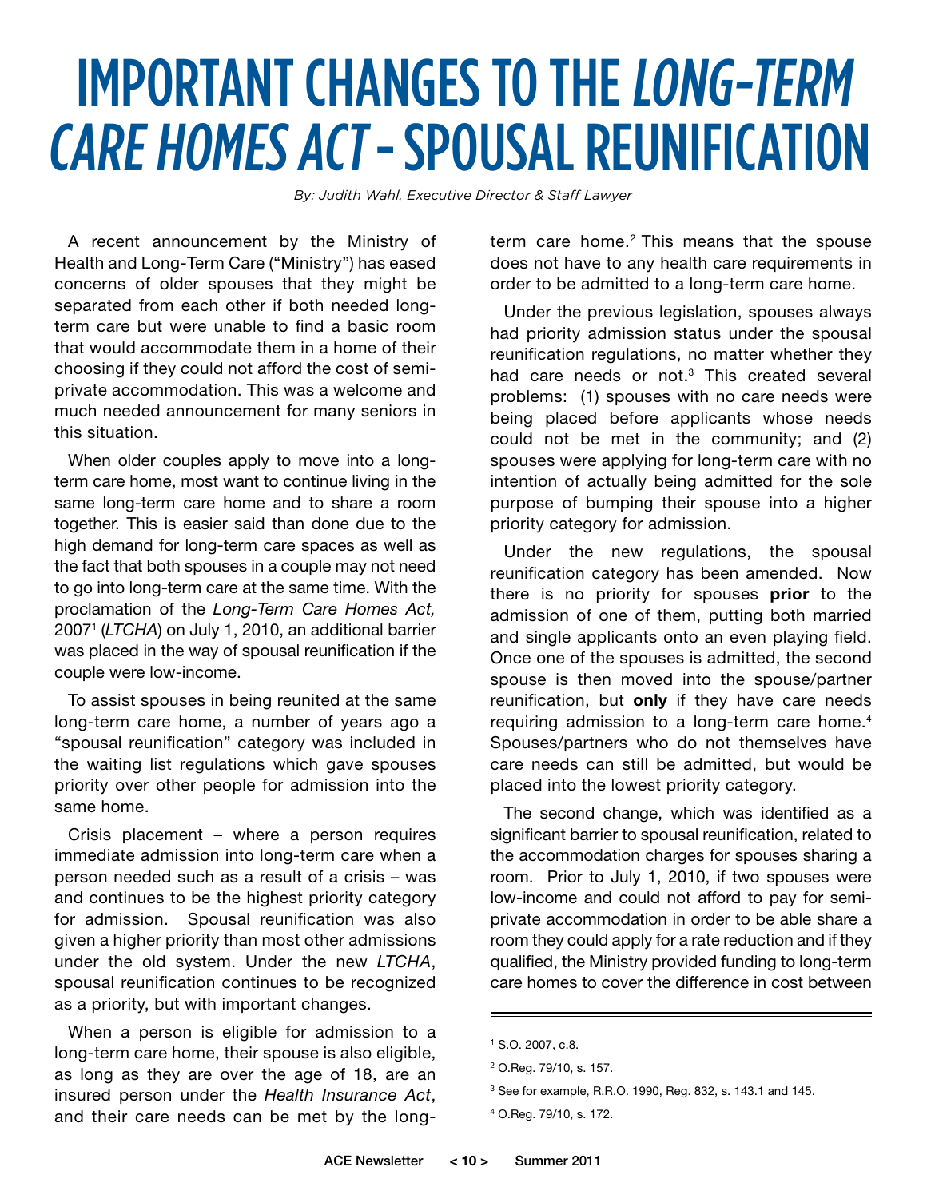# IMPORTANT CHANGES TO THE *LONG-TERM CARE HOMES ACT* - SPOUSAL REUNIFICATION

*By: Judith Wahl, Executive Director & Staff Lawyer*

A recent announcement by the Ministry of Health and Long-Term Care ("Ministry") has eased concerns of older spouses that they might be separated from each other if both needed long-term care but were unable to find a basic room that would accommodate them in a home of their choosing if they could not afford the cost of semi-private accommodation. This was a welcome and much needed announcement for many seniors in this situation.

When older couples apply to move into a long-term care home, most want to continue living in the same long-term care home and to share a room together. This is easier said than done due to the high demand for long-term care spaces as well as the fact that both spouses in a couple may not need to go into long-term care at the same time. With the proclamation of the *Long-Term Care Homes Act,* 2007[1] (*LTCHA*) on July 1, 2010, an additional barrier was placed in the way of spousal reunification if the couple were low-income.

To assist spouses in being reunited at the same long-term care home, a number of years ago a "spousal reunification" category was included in the waiting list regulations which gave spouses priority over other people for admission into the same home.

Crisis placement – where a person requires immediate admission into long-term care when a person needed such as a result of a crisis – was and continues to be the highest priority category for admission. Spousal reunification was also given a higher priority than most other admissions under the old system. Under the new *LTCHA*, spousal reunification continues to be recognized as a priority, but with important changes.

When a person is eligible for admission to a long-term care home, their spouse is also eligible, as long as they are over the age of 18, are an insured person under the *Health Insurance Act*, and their care needs can be met by the long-term care home.[2] This means that the spouse does not have to any health care requirements in order to be admitted to a long-term care home.

Under the previous legislation, spouses always had priority admission status under the spousal reunification regulations, no matter whether they had care needs or not.[3] This created several problems: (1) spouses with no care needs were being placed before applicants whose needs could not be met in the community; and (2) spouses were applying for long-term care with no intention of actually being admitted for the sole purpose of bumping their spouse into a higher priority category for admission.

Under the new regulations, the spousal reunification category has been amended. Now there is no priority for spouses **prior** to the admission of one of them, putting both married and single applicants onto an even playing field. Once one of the spouses is admitted, the second spouse is then moved into the spouse/partner reunification, but **only** if they have care needs requiring admission to a long-term care home.[4] Spouses/partners who do not themselves have care needs can still be admitted, but would be placed into the lowest priority category.

The second change, which was identified as a significant barrier to spousal reunification, related to the accommodation charges for spouses sharing a room. Prior to July 1, 2010, if two spouses were low-income and could not afford to pay for semi-private accommodation in order to be able share a room they could apply for a rate reduction and if they qualified, the Ministry provided funding to long-term care homes to cover the difference in cost between

---

[1] S.O. 2007, c.8.

[2] O.Reg. 79/10, s. 157.

[3] See for example, R.R.O. 1990, Reg. 832, s. 143.1 and 145.

[4] O.Reg. 79/10, s. 172.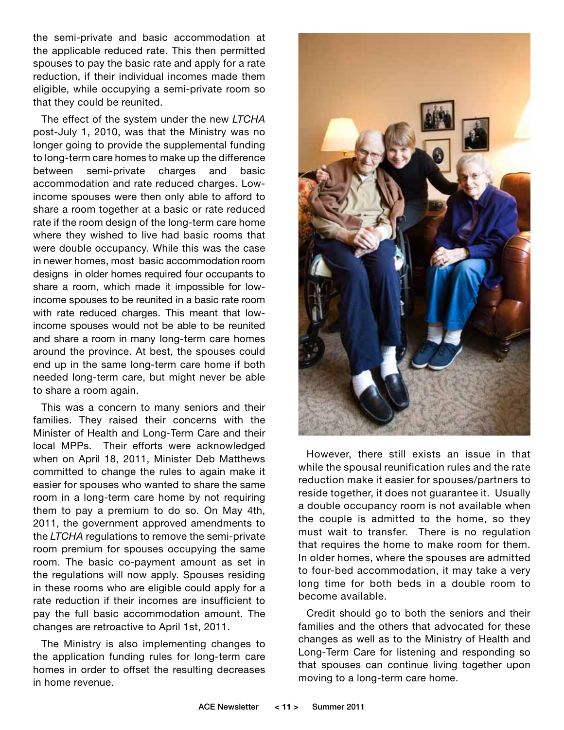the semi-private and basic accommodation at the applicable reduced rate. This then permitted spouses to pay the basic rate and apply for a rate reduction, if their individual incomes made them eligible, while occupying a semi-private room so that they could be reunited.

The effect of the system under the new *LTCHA* post-July 1, 2010, was that the Ministry was no longer going to provide the supplemental funding to long-term care homes to make up the difference between semi-private charges and basic accommodation and rate reduced charges. Low-income spouses were then only able to afford to share a room together at a basic or rate reduced rate if the room design of the long-term care home where they wished to live had basic rooms that were double occupancy. While this was the case in newer homes, most basic accommodation room designs in older homes required four occupants to share a room, which made it impossible for low-income spouses to be reunited in a basic rate room with rate reduced charges. This meant that low-income spouses would not be able to be reunited and share a room in many long-term care homes around the province. At best, the spouses could end up in the same long-term care home if both needed long-term care, but might never be able to share a room again.

This was a concern to many seniors and their families. They raised their concerns with the Minister of Health and Long-Term Care and their local MPPs. Their efforts were acknowledged when on April 18, 2011, Minister Deb Matthews committed to change the rules to again make it easier for spouses who wanted to share the same room in a long-term care home by not requiring them to pay a premium to do so. On May 4th, 2011, the government approved amendments to the *LTCHA* regulations to remove the semi-private room premium for spouses occupying the same room. The basic co-payment amount as set in the regulations will now apply. Spouses residing in these rooms who are eligible could apply for a rate reduction if their incomes are insufficient to pay the full basic accommodation amount. The changes are retroactive to April 1st, 2011.

The Ministry is also implementing changes to the application funding rules for long-term care homes in order to offset the resulting decreases in home revenue.

However, there still exists an issue in that while the spousal reunification rules and the rate reduction make it easier for spouses/partners to reside together, it does not guarantee it. Usually a double occupancy room is not available when the couple is admitted to the home, so they must wait to transfer. There is no regulation that requires the home to make room for them. In older homes, where the spouses are admitted to four-bed accommodation, it may take a very long time for both beds in a double room to become available.

Credit should go to both the seniors and their families and the others that advocated for these changes as well as to the Ministry of Health and Long-Term Care for listening and responding so that spouses can continue living together upon moving to a long-term care home.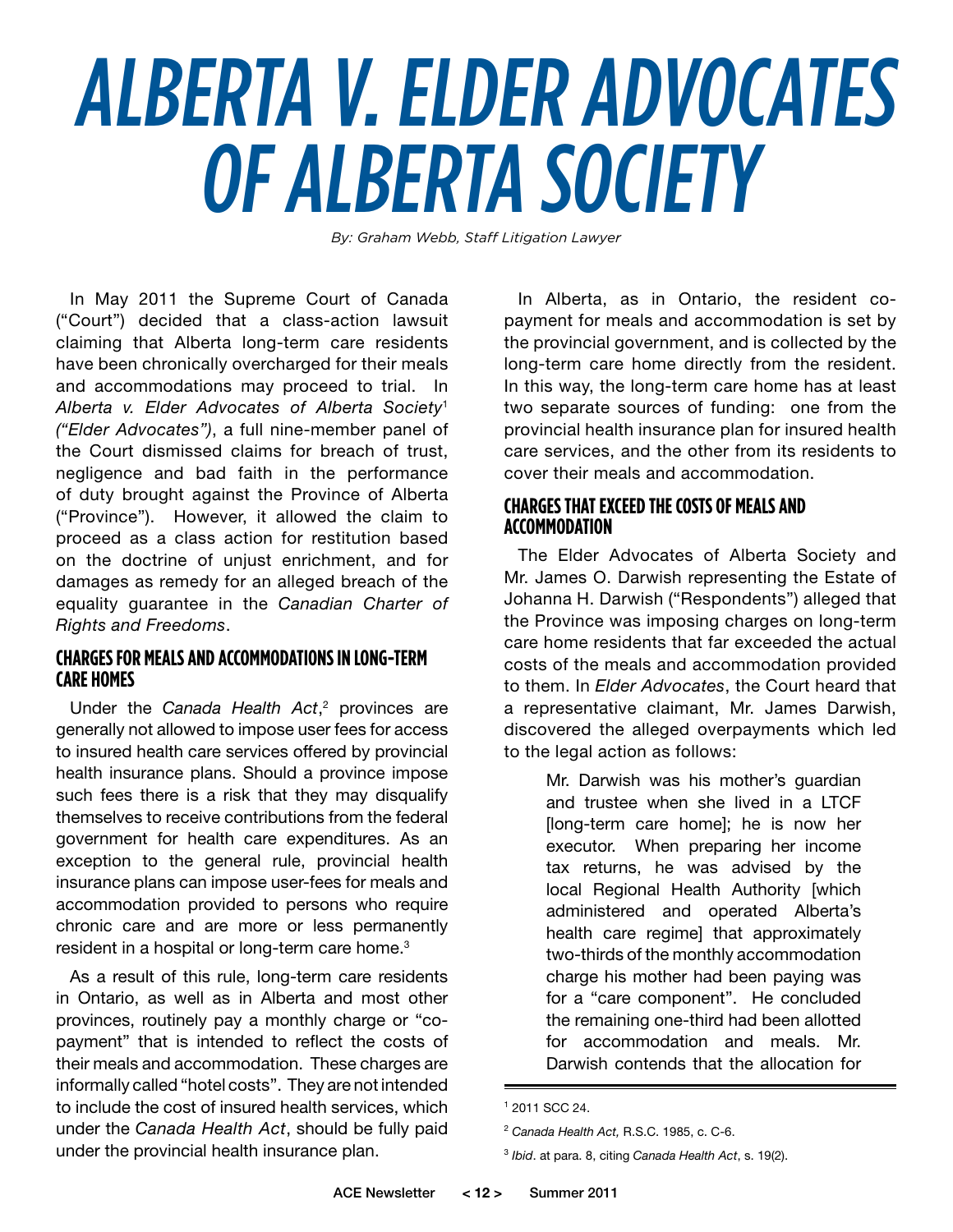# ALBERTA V. ELDER ADVOCATES OF ALBERTA SOCIETY

*By: Graham Webb, Staff Litigation Lawyer*

In May 2011 the Supreme Court of Canada ("Court") decided that a class-action lawsuit claiming that Alberta long-term care residents have been chronically overcharged for their meals and accommodations may proceed to trial. In *Alberta v. Elder Advocates of Alberta Society*[1] *("Elder Advocates")*, a full nine-member panel of the Court dismissed claims for breach of trust, negligence and bad faith in the performance of duty brought against the Province of Alberta ("Province"). However, it allowed the claim to proceed as a class action for restitution based on the doctrine of unjust enrichment, and for damages as remedy for an alleged breach of the equality guarantee in the *Canadian Charter of Rights and Freedoms*.

## CHARGES FOR MEALS AND ACCOMMODATIONS IN LONG-TERM CARE HOMES

Under the *Canada Health Act*,[2] provinces are generally not allowed to impose user fees for access to insured health care services offered by provincial health insurance plans. Should a province impose such fees there is a risk that they may disqualify themselves to receive contributions from the federal government for health care expenditures. As an exception to the general rule, provincial health insurance plans can impose user-fees for meals and accommodation provided to persons who require chronic care and are more or less permanently resident in a hospital or long-term care home.[3]

As a result of this rule, long-term care residents in Ontario, as well as in Alberta and most other provinces, routinely pay a monthly charge or "co-payment" that is intended to reflect the costs of their meals and accommodation. These charges are informally called "hotel costs". They are not intended to include the cost of insured health services, which under the *Canada Health Act*, should be fully paid under the provincial health insurance plan.

In Alberta, as in Ontario, the resident co-payment for meals and accommodation is set by the provincial government, and is collected by the long-term care home directly from the resident. In this way, the long-term care home has at least two separate sources of funding: one from the provincial health insurance plan for insured health care services, and the other from its residents to cover their meals and accommodation.

## CHARGES THAT EXCEED THE COSTS OF MEALS AND ACCOMMODATION

The Elder Advocates of Alberta Society and Mr. James O. Darwish representing the Estate of Johanna H. Darwish ("Respondents") alleged that the Province was imposing charges on long-term care home residents that far exceeded the actual costs of the meals and accommodation provided to them. In *Elder Advocates*, the Court heard that a representative claimant, Mr. James Darwish, discovered the alleged overpayments which led to the legal action as follows:

> Mr. Darwish was his mother's guardian and trustee when she lived in a LTCF [long-term care home]; he is now her executor. When preparing her income tax returns, he was advised by the local Regional Health Authority [which administered and operated Alberta's health care regime] that approximately two-thirds of the monthly accommodation charge his mother had been paying was for a "care component". He concluded the remaining one-third had been allotted for accommodation and meals. Mr. Darwish contends that the allocation for

---

[1] 2011 SCC 24.

[2] *Canada Health Act,* R.S.C. 1985, c. C-6.

[3] *Ibid*. at para. 8, citing *Canada Health Act*, s. 19(2).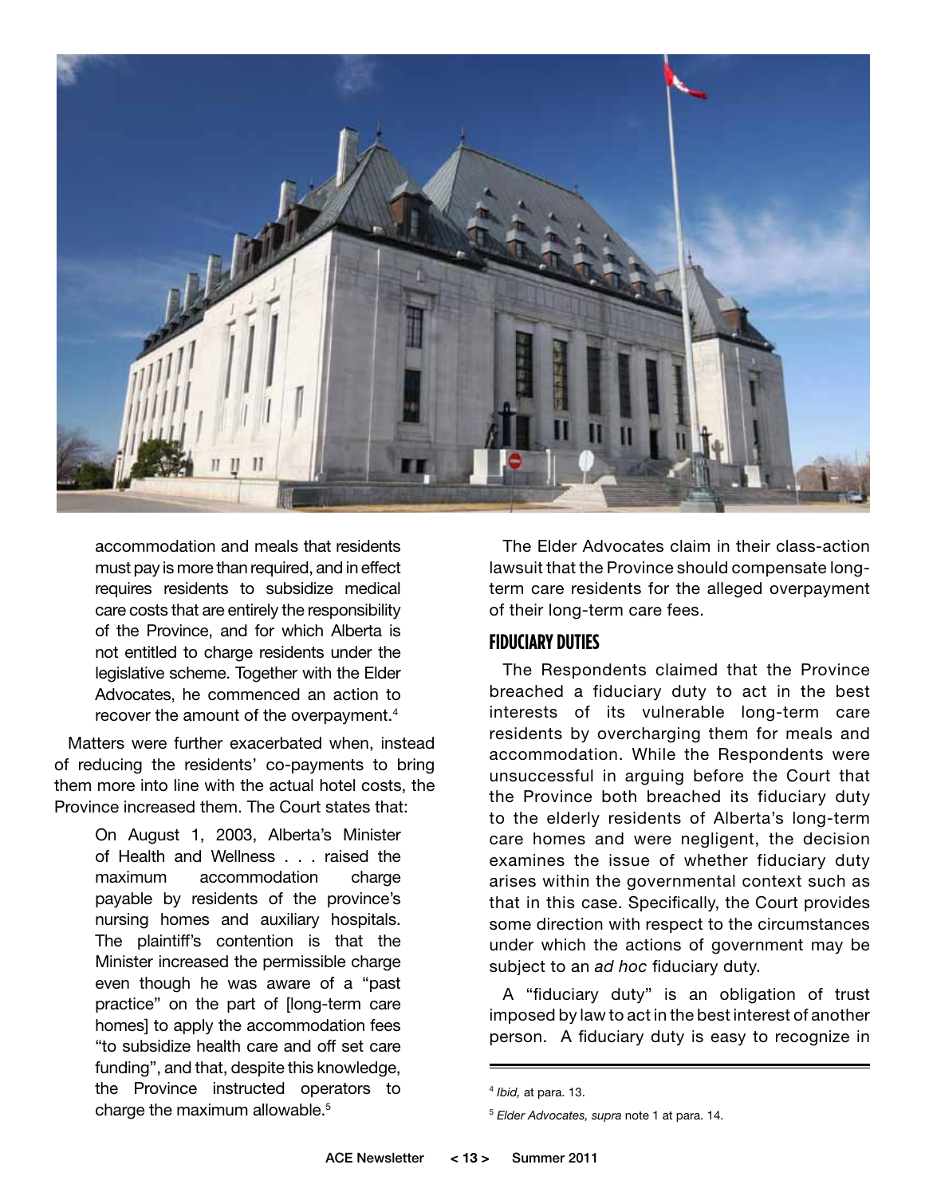> accommodation and meals that residents must pay is more than required, and in effect requires residents to subsidize medical care costs that are entirely the responsibility of the Province, and for which Alberta is not entitled to charge residents under the legislative scheme. Together with the Elder Advocates, he commenced an action to recover the amount of the overpayment.[4]

Matters were further exacerbated when, instead of reducing the residents' co-payments to bring them more into line with the actual hotel costs, the Province increased them. The Court states that:

> On August 1, 2003, Alberta's Minister of Health and Wellness . . . raised the maximum accommodation charge payable by residents of the province's nursing homes and auxiliary hospitals. The plaintiff's contention is that the Minister increased the permissible charge even though he was aware of a "past practice" on the part of [long-term care homes] to apply the accommodation fees "to subsidize health care and off set care funding", and that, despite this knowledge, the Province instructed operators to charge the maximum allowable.[5]

The Elder Advocates claim in their class-action lawsuit that the Province should compensate long-term care residents for the alleged overpayment of their long-term care fees.

## FIDUCIARY DUTIES

The Respondents claimed that the Province breached a fiduciary duty to act in the best interests of its vulnerable long-term care residents by overcharging them for meals and accommodation. While the Respondents were unsuccessful in arguing before the Court that the Province both breached its fiduciary duty to the elderly residents of Alberta's long-term care homes and were negligent, the decision examines the issue of whether fiduciary duty arises within the governmental context such as that in this case. Specifically, the Court provides some direction with respect to the circumstances under which the actions of government may be subject to an *ad hoc* fiduciary duty.

A "fiduciary duty" is an obligation of trust imposed by law to act in the best interest of another person. A fiduciary duty is easy to recognize in

---

[4] *Ibid,* at para. 13.

[5] *Elder Advocates, supra* note 1 at para. 14.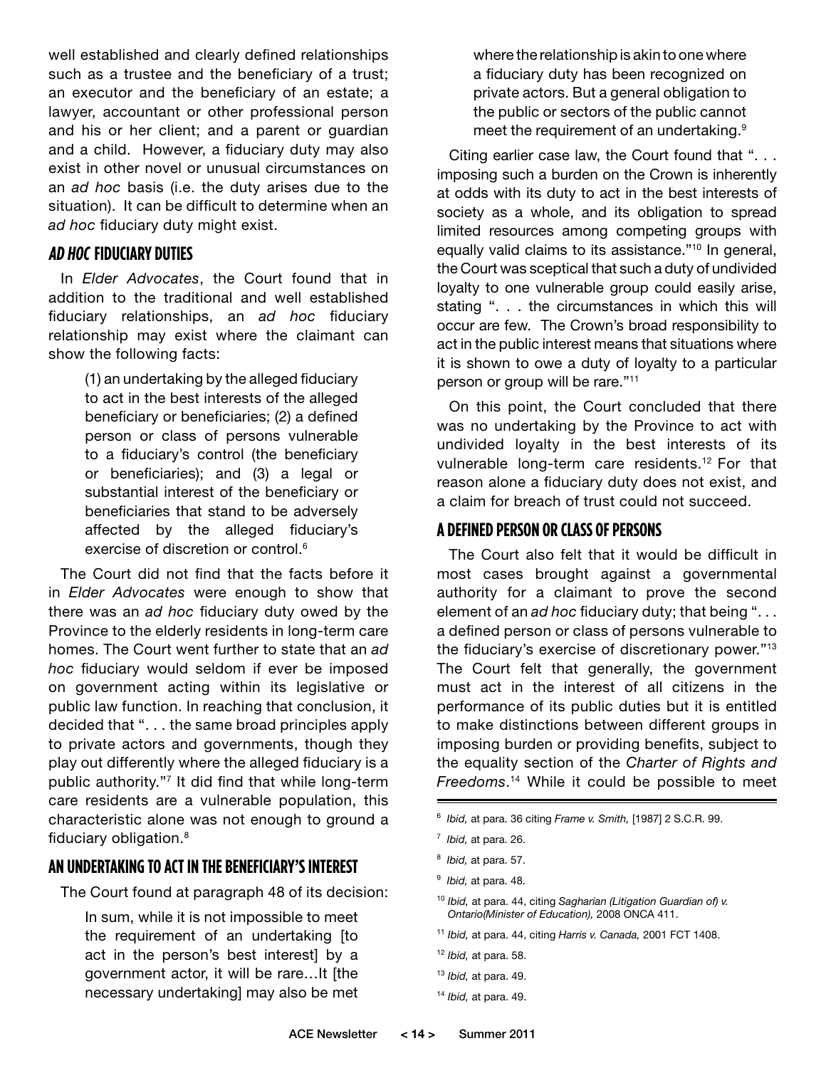well established and clearly defined relationships such as a trustee and the beneficiary of a trust; an executor and the beneficiary of an estate; a lawyer, accountant or other professional person and his or her client; and a parent or guardian and a child. However, a fiduciary duty may also exist in other novel or unusual circumstances on an *ad hoc* basis (i.e. the duty arises due to the situation). It can be difficult to determine when an *ad hoc* fiduciary duty might exist.

## *AD HOC* FIDUCIARY DUTIES

In *Elder Advocates*, the Court found that in addition to the traditional and well established fiduciary relationships, an *ad hoc* fiduciary relationship may exist where the claimant can show the following facts:

> (1) an undertaking by the alleged fiduciary to act in the best interests of the alleged beneficiary or beneficiaries; (2) a defined person or class of persons vulnerable to a fiduciary's control (the beneficiary or beneficiaries); and (3) a legal or substantial interest of the beneficiary or beneficiaries that stand to be adversely affected by the alleged fiduciary's exercise of discretion or control.[6]

The Court did not find that the facts before it in *Elder Advocates* were enough to show that there was an *ad hoc* fiduciary duty owed by the Province to the elderly residents in long-term care homes. The Court went further to state that an *ad hoc* fiduciary would seldom if ever be imposed on government acting within its legislative or public law function. In reaching that conclusion, it decided that ". . . the same broad principles apply to private actors and governments, though they play out differently where the alleged fiduciary is a public authority."[7] It did find that while long-term care residents are a vulnerable population, this characteristic alone was not enough to ground a fiduciary obligation.[8]

## AN UNDERTAKING TO ACT IN THE BENEFICIARY'S INTEREST

The Court found at paragraph 48 of its decision:

> In sum, while it is not impossible to meet the requirement of an undertaking [to act in the person's best interest] by a government actor, it will be rare…It [the necessary undertaking] may also be met where the relationship is akin to one where a fiduciary duty has been recognized on private actors. But a general obligation to the public or sectors of the public cannot meet the requirement of an undertaking.[9]

Citing earlier case law, the Court found that ". . . imposing such a burden on the Crown is inherently at odds with its duty to act in the best interests of society as a whole, and its obligation to spread limited resources among competing groups with equally valid claims to its assistance."[10] In general, the Court was sceptical that such a duty of undivided loyalty to one vulnerable group could easily arise, stating ". . . the circumstances in which this will occur are few. The Crown's broad responsibility to act in the public interest means that situations where it is shown to owe a duty of loyalty to a particular person or group will be rare."[11]

On this point, the Court concluded that there was no undertaking by the Province to act with undivided loyalty in the best interests of its vulnerable long-term care residents.[12] For that reason alone a fiduciary duty does not exist, and a claim for breach of trust could not succeed.

## A DEFINED PERSON OR CLASS OF PERSONS

The Court also felt that it would be difficult in most cases brought against a governmental authority for a claimant to prove the second element of an *ad hoc* fiduciary duty; that being ". . . a defined person or class of persons vulnerable to the fiduciary's exercise of discretionary power."[13] The Court felt that generally, the government must act in the interest of all citizens in the performance of its public duties but it is entitled to make distinctions between different groups in imposing burden or providing benefits, subject to the equality section of the *Charter of Rights and Freedoms*.[14] While it could be possible to meet

---

[6] *Ibid,* at para. 36 citing *Frame v. Smith,* [1987] 2 S.C.R. 99.

[7] *Ibid,* at para. 26.

[8] *Ibid,* at para. 57.

[9] *Ibid,* at para. 48.

[10] *Ibid,* at para. 44, citing *Sagharian (Litigation Guardian of) v. Ontario(Minister of Education),* 2008 ONCA 411.

[11] *Ibid,* at para. 44, citing *Harris v. Canada,* 2001 FCT 1408.

[12] *Ibid,* at para. 58.

[13] *Ibid,* at para. 49.

[14] *Ibid,* at para. 49.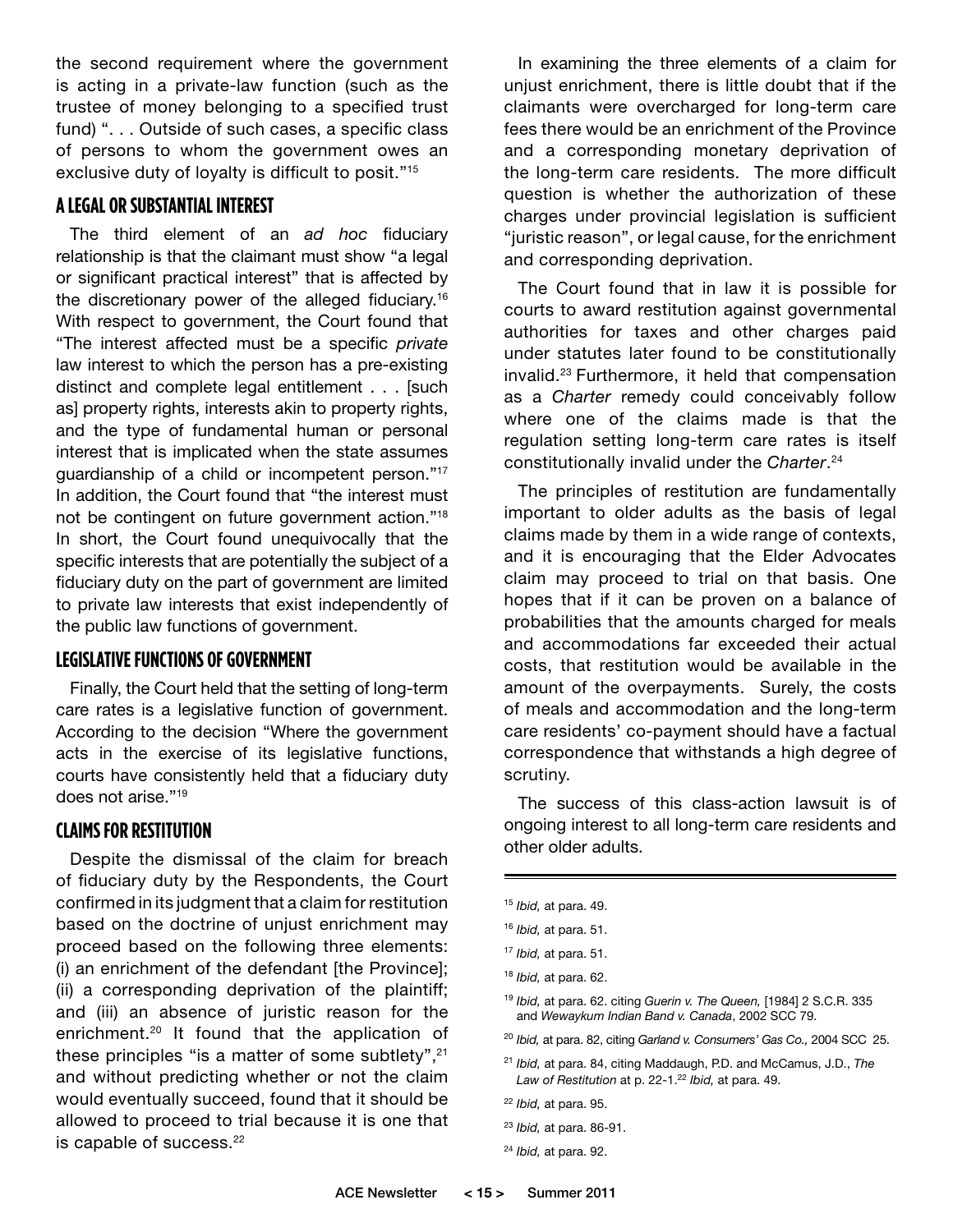the second requirement where the government is acting in a private-law function (such as the trustee of money belonging to a specified trust fund) ". . . Outside of such cases, a specific class of persons to whom the government owes an exclusive duty of loyalty is difficult to posit."[15]

## A LEGAL OR SUBSTANTIAL INTEREST

The third element of an *ad hoc* fiduciary relationship is that the claimant must show "a legal or significant practical interest" that is affected by the discretionary power of the alleged fiduciary.[16] With respect to government, the Court found that "The interest affected must be a specific *private* law interest to which the person has a pre-existing distinct and complete legal entitlement . . . [such as] property rights, interests akin to property rights, and the type of fundamental human or personal interest that is implicated when the state assumes guardianship of a child or incompetent person."[17] In addition, the Court found that "the interest must not be contingent on future government action."[18] In short, the Court found unequivocally that the specific interests that are potentially the subject of a fiduciary duty on the part of government are limited to private law interests that exist independently of the public law functions of government.

## LEGISLATIVE FUNCTIONS OF GOVERNMENT

Finally, the Court held that the setting of long-term care rates is a legislative function of government. According to the decision "Where the government acts in the exercise of its legislative functions, courts have consistently held that a fiduciary duty does not arise."[19]

## CLAIMS FOR RESTITUTION

Despite the dismissal of the claim for breach of fiduciary duty by the Respondents, the Court confirmed in its judgment that a claim for restitution based on the doctrine of unjust enrichment may proceed based on the following three elements: (i) an enrichment of the defendant [the Province]; (ii) a corresponding deprivation of the plaintiff; and (iii) an absence of juristic reason for the enrichment.[20] It found that the application of these principles "is a matter of some subtlety",[21] and without predicting whether or not the claim would eventually succeed, found that it should be allowed to proceed to trial because it is one that is capable of success.[22]

In examining the three elements of a claim for unjust enrichment, there is little doubt that if the claimants were overcharged for long-term care fees there would be an enrichment of the Province and a corresponding monetary deprivation of the long-term care residents. The more difficult question is whether the authorization of these charges under provincial legislation is sufficient "juristic reason", or legal cause, for the enrichment and corresponding deprivation.

The Court found that in law it is possible for courts to award restitution against governmental authorities for taxes and other charges paid under statutes later found to be constitutionally invalid.[23] Furthermore, it held that compensation as a *Charter* remedy could conceivably follow where one of the claims made is that the regulation setting long-term care rates is itself constitutionally invalid under the *Charter*.[24]

The principles of restitution are fundamentally important to older adults as the basis of legal claims made by them in a wide range of contexts, and it is encouraging that the Elder Advocates claim may proceed to trial on that basis. One hopes that if it can be proven on a balance of probabilities that the amounts charged for meals and accommodations far exceeded their actual costs, that restitution would be available in the amount of the overpayments. Surely, the costs of meals and accommodation and the long-term care residents' co-payment should have a factual correspondence that withstands a high degree of scrutiny.

The success of this class-action lawsuit is of ongoing interest to all long-term care residents and other older adults.

---

[15] *Ibid,* at para. 49.

[16] *Ibid,* at para. 51.

[17] *Ibid,* at para. 51.

[18] *Ibid,* at para. 62.

[19] *Ibid,* at para. 62. citing *Guerin v. The Queen,* [1984] 2 S.C.R. 335 and *Wewaykum Indian Band v. Canada*, 2002 SCC 79.

[20] *Ibid,* at para. 82, citing *Garland v. Consumers' Gas Co.,* 2004 SCC 25.

[21] *Ibid,* at para. 84, citing Maddaugh, P.D. and McCamus, J.D., *The Law of Restitution* at p. 22-1.[22] *Ibid,* at para. 49.

[22] *Ibid,* at para. 95.

[23] *Ibid,* at para. 86-91.

[24] *Ibid,* at para. 92.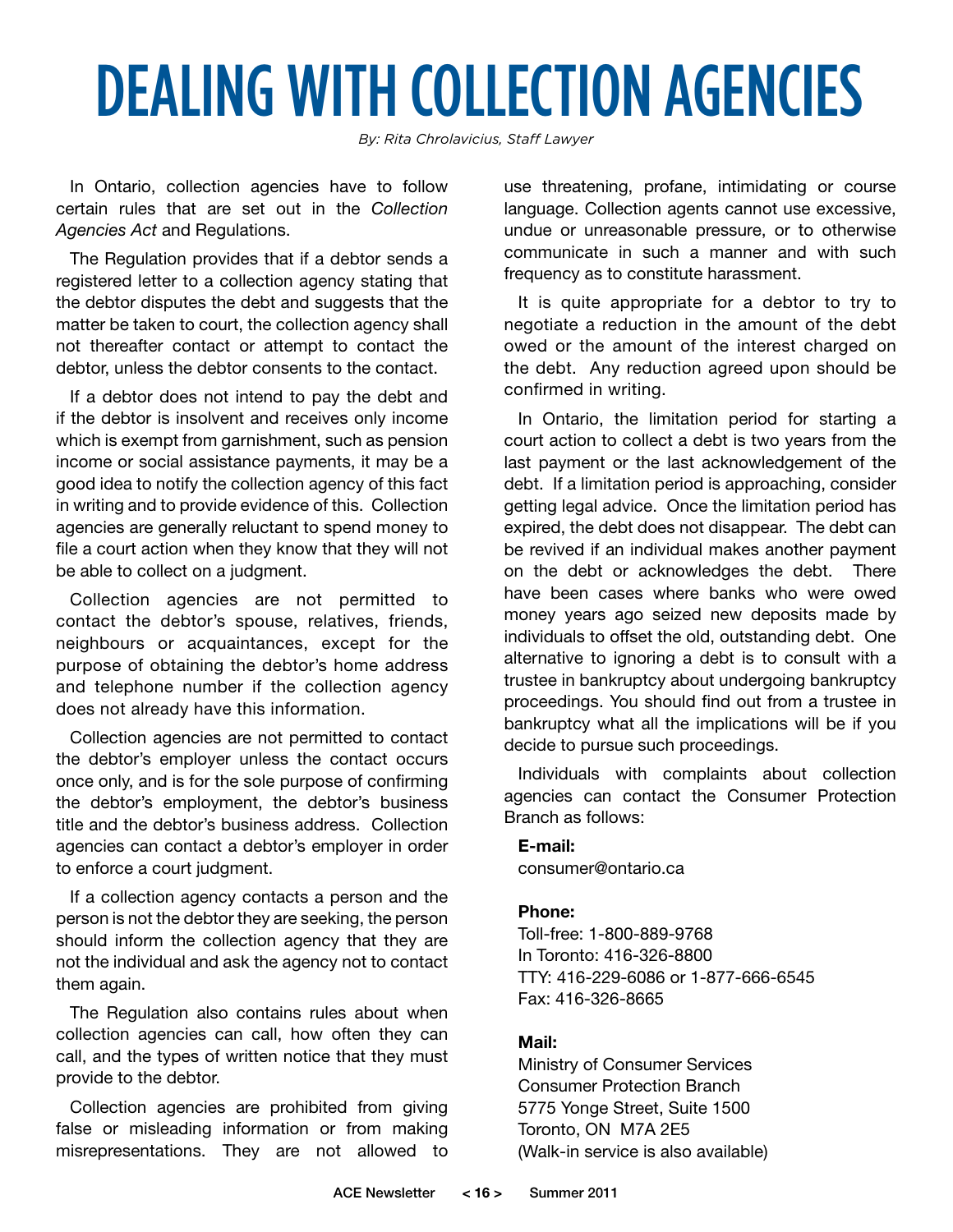# DEALING WITH COLLECTION AGENCIES

*By: Rita Chrolavicius, Staff Lawyer*

In Ontario, collection agencies have to follow certain rules that are set out in the *Collection Agencies Act* and Regulations.

The Regulation provides that if a debtor sends a registered letter to a collection agency stating that the debtor disputes the debt and suggests that the matter be taken to court, the collection agency shall not thereafter contact or attempt to contact the debtor, unless the debtor consents to the contact.

If a debtor does not intend to pay the debt and if the debtor is insolvent and receives only income which is exempt from garnishment, such as pension income or social assistance payments, it may be a good idea to notify the collection agency of this fact in writing and to provide evidence of this. Collection agencies are generally reluctant to spend money to file a court action when they know that they will not be able to collect on a judgment.

Collection agencies are not permitted to contact the debtor's spouse, relatives, friends, neighbours or acquaintances, except for the purpose of obtaining the debtor's home address and telephone number if the collection agency does not already have this information.

Collection agencies are not permitted to contact the debtor's employer unless the contact occurs once only, and is for the sole purpose of confirming the debtor's employment, the debtor's business title and the debtor's business address. Collection agencies can contact a debtor's employer in order to enforce a court judgment.

If a collection agency contacts a person and the person is not the debtor they are seeking, the person should inform the collection agency that they are not the individual and ask the agency not to contact them again.

The Regulation also contains rules about when collection agencies can call, how often they can call, and the types of written notice that they must provide to the debtor.

Collection agencies are prohibited from giving false or misleading information or from making misrepresentations. They are not allowed to use threatening, profane, intimidating or course language. Collection agents cannot use excessive, undue or unreasonable pressure, or to otherwise communicate in such a manner and with such frequency as to constitute harassment.

It is quite appropriate for a debtor to try to negotiate a reduction in the amount of the debt owed or the amount of the interest charged on the debt. Any reduction agreed upon should be confirmed in writing.

In Ontario, the limitation period for starting a court action to collect a debt is two years from the last payment or the last acknowledgement of the debt. If a limitation period is approaching, consider getting legal advice. Once the limitation period has expired, the debt does not disappear. The debt can be revived if an individual makes another payment on the debt or acknowledges the debt. There have been cases where banks who were owed money years ago seized new deposits made by individuals to offset the old, outstanding debt. One alternative to ignoring a debt is to consult with a trustee in bankruptcy about undergoing bankruptcy proceedings. You should find out from a trustee in bankruptcy what all the implications will be if you decide to pursue such proceedings.

Individuals with complaints about collection agencies can contact the Consumer Protection Branch as follows:

**E-mail:**
consumer@ontario.ca

**Phone:**
Toll-free: 1-800-889-9768
In Toronto: 416-326-8800
TTY: 416-229-6086 or 1-877-666-6545
Fax: 416-326-8665

**Mail:**
Ministry of Consumer Services
Consumer Protection Branch
5775 Yonge Street, Suite 1500
Toronto, ON M7A 2E5
(Walk-in service is also available)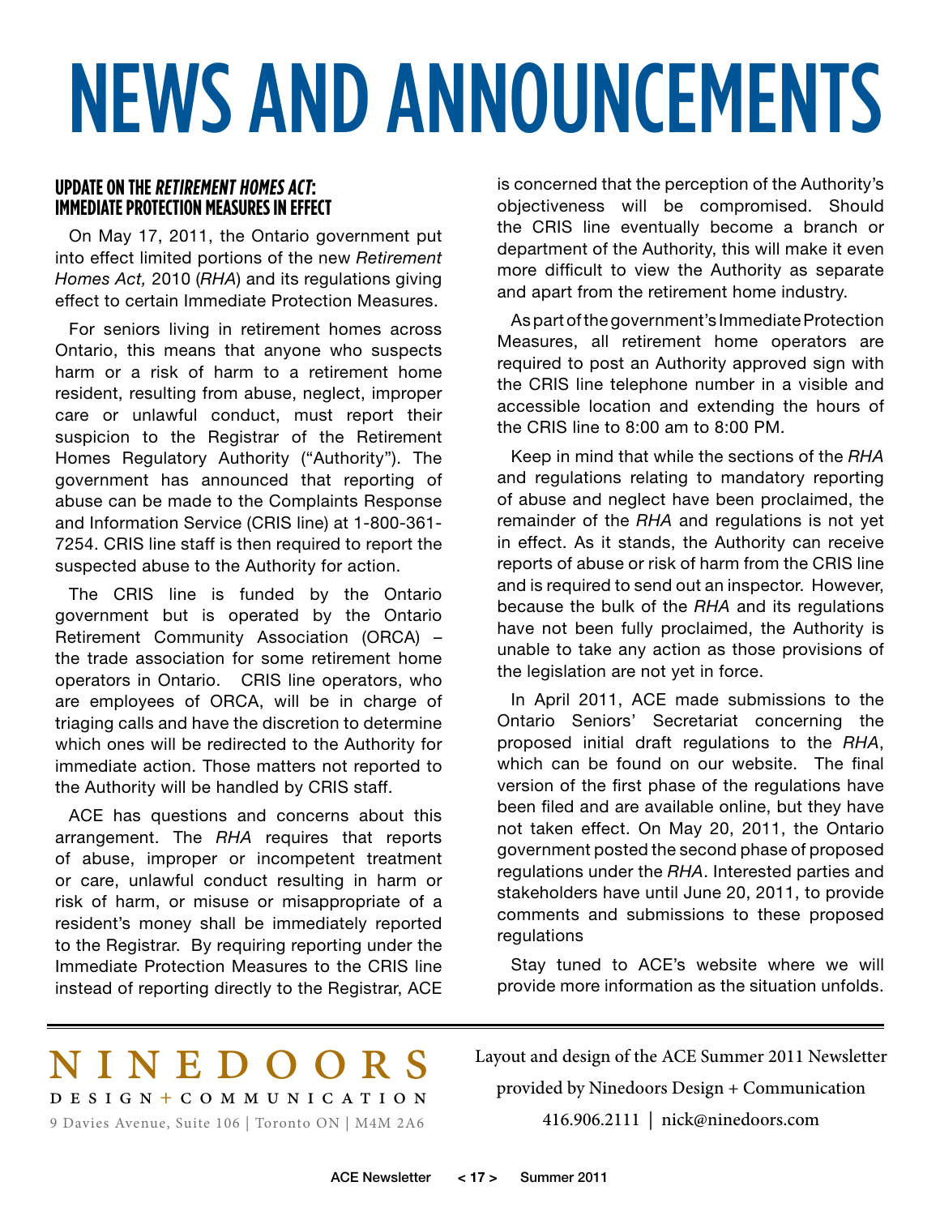# NEWS AND ANNOUNCEMENTS

### UPDATE ON THE *RETIREMENT HOMES ACT*: IMMEDIATE PROTECTION MEASURES IN EFFECT

On May 17, 2011, the Ontario government put into effect limited portions of the new *Retirement Homes Act,* 2010 (*RHA*) and its regulations giving effect to certain Immediate Protection Measures.

For seniors living in retirement homes across Ontario, this means that anyone who suspects harm or a risk of harm to a retirement home resident, resulting from abuse, neglect, improper care or unlawful conduct, must report their suspicion to the Registrar of the Retirement Homes Regulatory Authority ("Authority"). The government has announced that reporting of abuse can be made to the Complaints Response and Information Service (CRIS line) at 1-800-361-7254. CRIS line staff is then required to report the suspected abuse to the Authority for action.

The CRIS line is funded by the Ontario government but is operated by the Ontario Retirement Community Association (ORCA) – the trade association for some retirement home operators in Ontario. CRIS line operators, who are employees of ORCA, will be in charge of triaging calls and have the discretion to determine which ones will be redirected to the Authority for immediate action. Those matters not reported to the Authority will be handled by CRIS staff.

ACE has questions and concerns about this arrangement. The *RHA* requires that reports of abuse, improper or incompetent treatment or care, unlawful conduct resulting in harm or risk of harm, or misuse or misappropriate of a resident's money shall be immediately reported to the Registrar. By requiring reporting under the Immediate Protection Measures to the CRIS line instead of reporting directly to the Registrar, ACE is concerned that the perception of the Authority's objectiveness will be compromised. Should the CRIS line eventually become a branch or department of the Authority, this will make it even more difficult to view the Authority as separate and apart from the retirement home industry.

As part of the government's Immediate Protection Measures, all retirement home operators are required to post an Authority approved sign with the CRIS line telephone number in a visible and accessible location and extending the hours of the CRIS line to 8:00 am to 8:00 PM.

Keep in mind that while the sections of the *RHA* and regulations relating to mandatory reporting of abuse and neglect have been proclaimed, the remainder of the *RHA* and regulations is not yet in effect. As it stands, the Authority can receive reports of abuse or risk of harm from the CRIS line and is required to send out an inspector. However, because the bulk of the *RHA* and its regulations have not been fully proclaimed, the Authority is unable to take any action as those provisions of the legislation are not yet in force.

In April 2011, ACE made submissions to the Ontario Seniors' Secretariat concerning the proposed initial draft regulations to the *RHA*, which can be found on our website. The final version of the first phase of the regulations have been filed and are available online, but they have not taken effect. On May 20, 2011, the Ontario government posted the second phase of proposed regulations under the *RHA*. Interested parties and stakeholders have until June 20, 2011, to provide comments and submissions to these proposed regulations

Stay tuned to ACE's website where we will provide more information as the situation unfolds.

---

NINEDOORS
DESIGN + COMMUNICATION
9 Davies Avenue, Suite 106 | Toronto ON | M4M 2A6

Layout and design of the ACE Summer 2011 Newsletter provided by Ninedoors Design + Communication
416.906.2111 | nick@ninedoors.com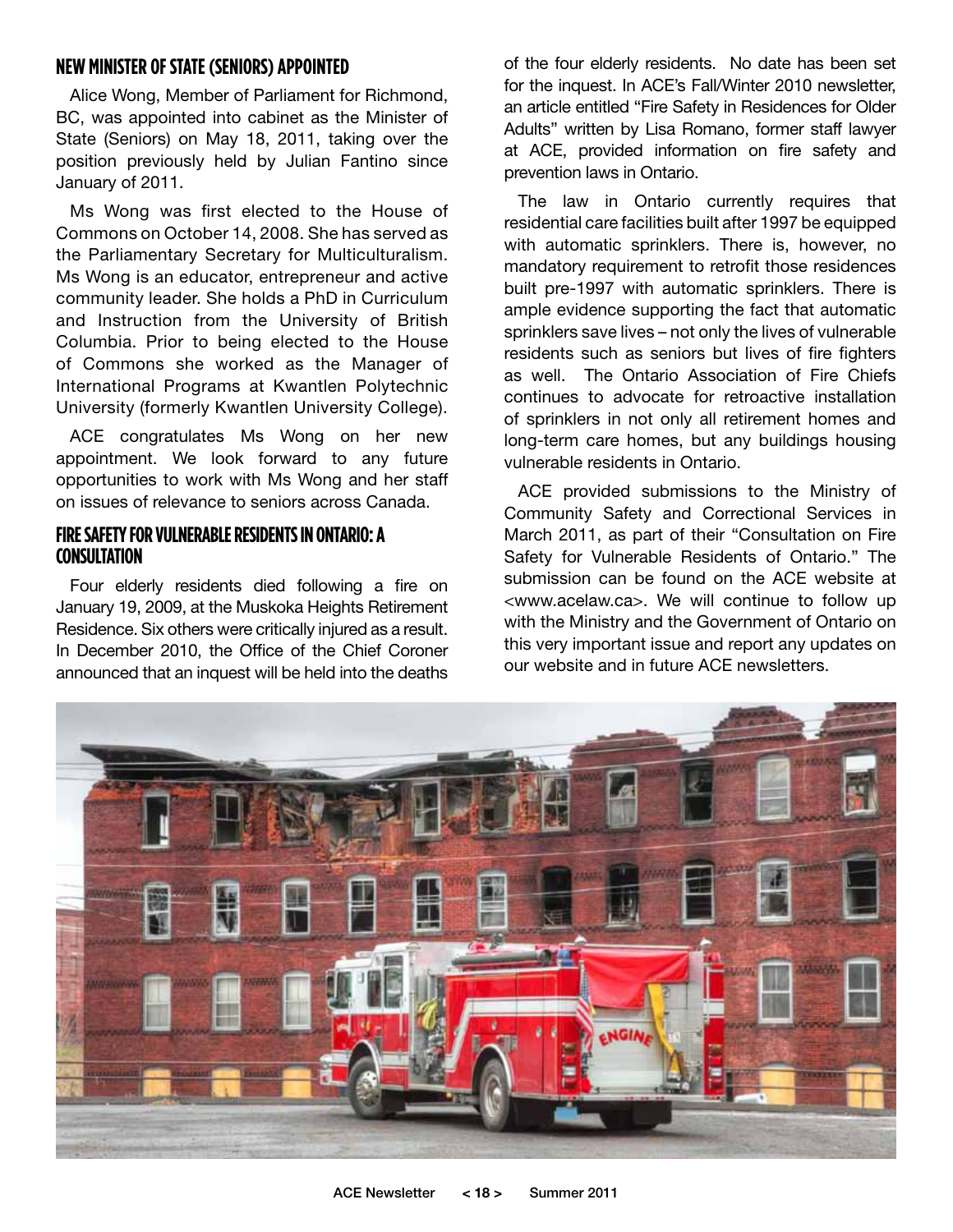## NEW MINISTER OF STATE (SENIORS) APPOINTED

Alice Wong, Member of Parliament for Richmond, BC, was appointed into cabinet as the Minister of State (Seniors) on May 18, 2011, taking over the position previously held by Julian Fantino since January of 2011.

Ms Wong was first elected to the House of Commons on October 14, 2008. She has served as the Parliamentary Secretary for Multiculturalism. Ms Wong is an educator, entrepreneur and active community leader. She holds a PhD in Curriculum and Instruction from the University of British Columbia. Prior to being elected to the House of Commons she worked as the Manager of International Programs at Kwantlen Polytechnic University (formerly Kwantlen University College).

ACE congratulates Ms Wong on her new appointment. We look forward to any future opportunities to work with Ms Wong and her staff on issues of relevance to seniors across Canada.

## FIRE SAFETY FOR VULNERABLE RESIDENTS IN ONTARIO: A CONSULTATION

Four elderly residents died following a fire on January 19, 2009, at the Muskoka Heights Retirement Residence. Six others were critically injured as a result. In December 2010, the Office of the Chief Coroner announced that an inquest will be held into the deaths of the four elderly residents. No date has been set for the inquest. In ACE's Fall/Winter 2010 newsletter, an article entitled "Fire Safety in Residences for Older Adults" written by Lisa Romano, former staff lawyer at ACE, provided information on fire safety and prevention laws in Ontario.

The law in Ontario currently requires that residential care facilities built after 1997 be equipped with automatic sprinklers. There is, however, no mandatory requirement to retrofit those residences built pre-1997 with automatic sprinklers. There is ample evidence supporting the fact that automatic sprinklers save lives – not only the lives of vulnerable residents such as seniors but lives of fire fighters as well. The Ontario Association of Fire Chiefs continues to advocate for retroactive installation of sprinklers in not only all retirement homes and long-term care homes, but any buildings housing vulnerable residents in Ontario.

ACE provided submissions to the Ministry of Community Safety and Correctional Services in March 2011, as part of their "Consultation on Fire Safety for Vulnerable Residents of Ontario." The submission can be found on the ACE website at <www.acelaw.ca>. We will continue to follow up with the Ministry and the Government of Ontario on this very important issue and report any updates on our website and in future ACE newsletters.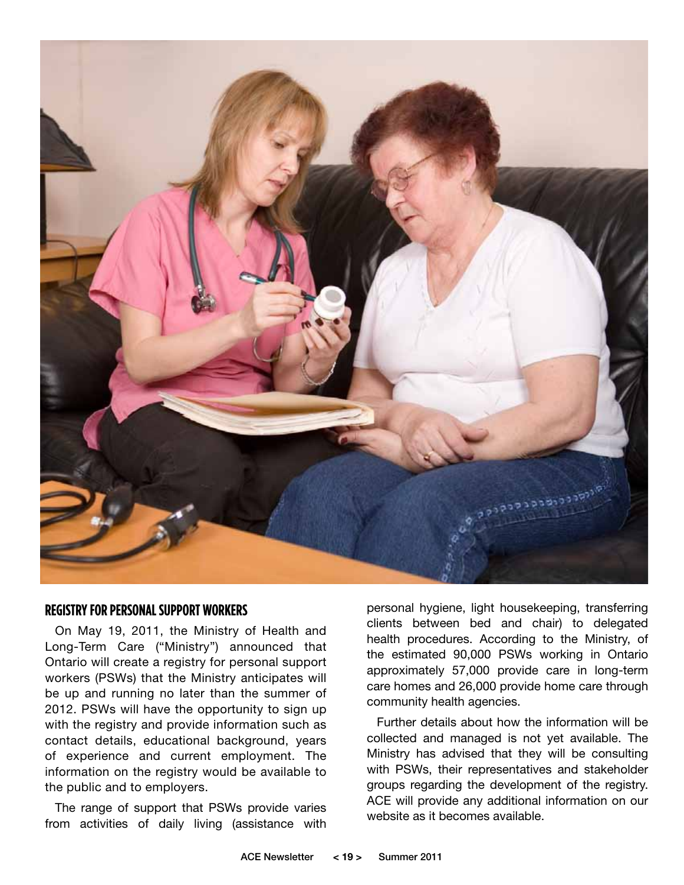## REGISTRY FOR PERSONAL SUPPORT WORKERS

On May 19, 2011, the Ministry of Health and Long-Term Care ("Ministry") announced that Ontario will create a registry for personal support workers (PSWs) that the Ministry anticipates will be up and running no later than the summer of 2012. PSWs will have the opportunity to sign up with the registry and provide information such as contact details, educational background, years of experience and current employment. The information on the registry would be available to the public and to employers.

The range of support that PSWs provide varies from activities of daily living (assistance with personal hygiene, light housekeeping, transferring clients between bed and chair) to delegated health procedures. According to the Ministry, of the estimated 90,000 PSWs working in Ontario approximately 57,000 provide care in long-term care homes and 26,000 provide home care through community health agencies.

Further details about how the information will be collected and managed is not yet available. The Ministry has advised that they will be consulting with PSWs, their representatives and stakeholder groups regarding the development of the registry. ACE will provide any additional information on our website as it becomes available.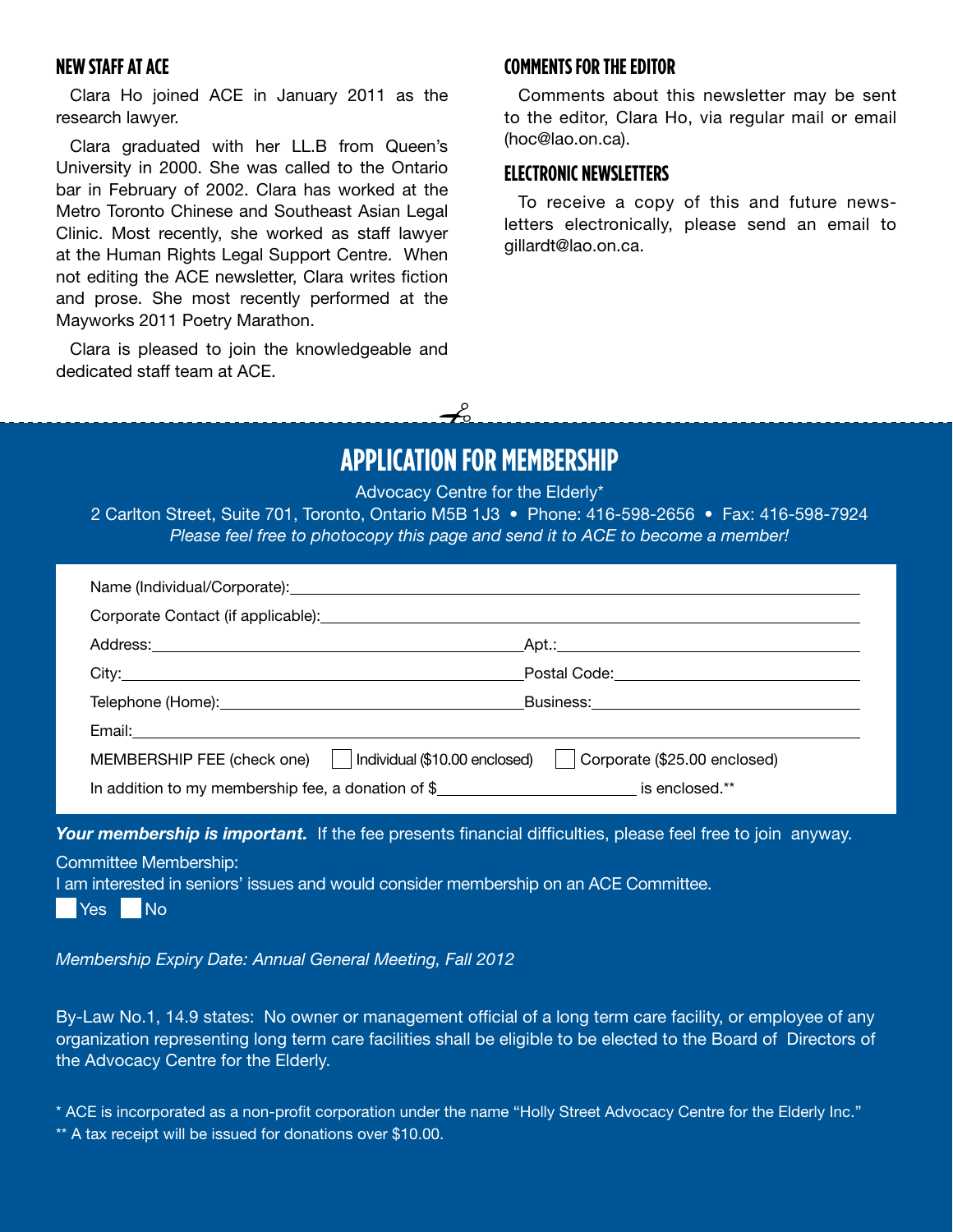## NEW STAFF AT ACE

Clara Ho joined ACE in January 2011 as the research lawyer.

Clara graduated with her LL.B from Queen's University in 2000. She was called to the Ontario bar in February of 2002. Clara has worked at the Metro Toronto Chinese and Southeast Asian Legal Clinic. Most recently, she worked as staff lawyer at the Human Rights Legal Support Centre. When not editing the ACE newsletter, Clara writes fiction and prose. She most recently performed at the Mayworks 2011 Poetry Marathon.

Clara is pleased to join the knowledgeable and dedicated staff team at ACE.

## COMMENTS FOR THE EDITOR

Comments about this newsletter may be sent to the editor, Clara Ho, via regular mail or email (hoc@lao.on.ca).

## ELECTRONIC NEWSLETTERS

To receive a copy of this and future newsletters electronically, please send an email to gillardt@lao.on.ca.

---

# APPLICATION FOR MEMBERSHIP

Advocacy Centre for the Elderly*

2 Carlton Street, Suite 701, Toronto, Ontario M5B 1J3 • Phone: 416-598-2656 • Fax: 416-598-7924

*Please feel free to photocopy this page and send it to ACE to become a member!*

Name (Individual/Corporate): ______________________

Corporate Contact (if applicable): ______________________

Address: ______________________ Apt.: ______________________

City: ______________________ Postal Code: ______________________

Telephone (Home): ______________________ Business: ______________________

Email: ______________________

MEMBERSHIP FEE (check one) ☐ Individual ($10.00 enclosed) ☐ Corporate ($25.00 enclosed)

In addition to my membership fee, a donation of $__________ is enclosed.**

***Your membership is important.*** If the fee presents financial difficulties, please feel free to join anyway.

Committee Membership:
I am interested in seniors' issues and would consider membership on an ACE Committee.

☐ Yes ☐ No

*Membership Expiry Date: Annual General Meeting, Fall 2012*

By-Law No.1, 14.9 states: No owner or management official of a long term care facility, or employee of any organization representing long term care facilities shall be eligible to be elected to the Board of Directors of the Advocacy Centre for the Elderly.

* ACE is incorporated as a non-profit corporation under the name "Holly Street Advocacy Centre for the Elderly Inc."

** A tax receipt will be issued for donations over $10.00.